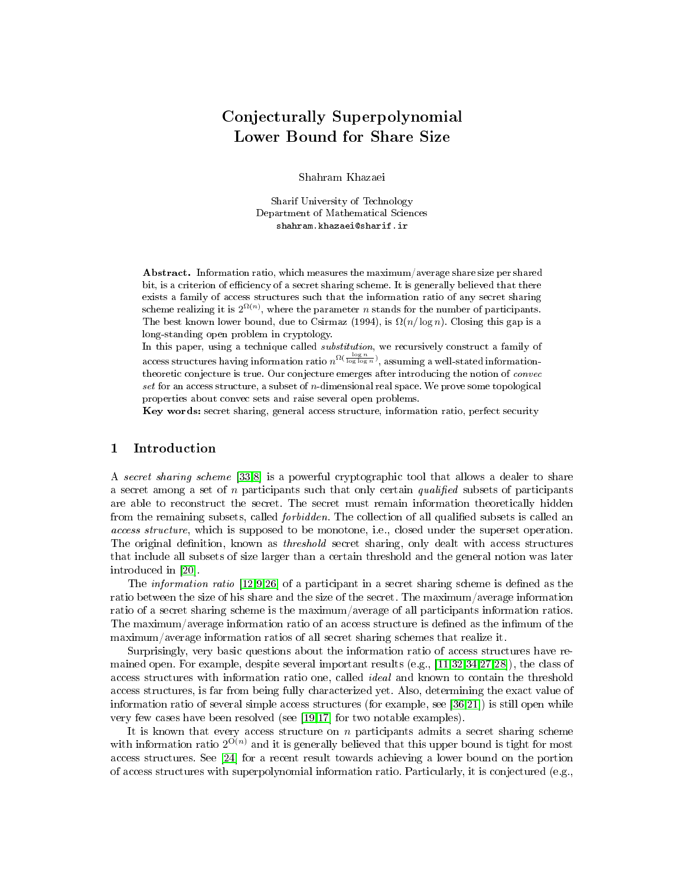# Conjecturally Superpolynomial Lower Bound for Share Size

Shahram Khazaei

Sharif University of Technology
Department of Mathematical Sciences
shahram.khazaei@sharif.ir

**Abstract.** Information ratio, which measures the maximum/average share size per shared bit, is a criterion of efficiency of a secret sharing scheme. It is generally believed that there exists a family of access structures such that the information ratio of any secret sharing scheme realizing it is $2^{\Omega(n)}$, where the parameter $n$ stands for the number of participants. The best known lower bound, due to Csirmaz (1994), is $\Omega(n/\log n)$. Closing this gap is a long-standing open problem in cryptology.

In this paper, using a technique called *substitution*, we recursively construct a family of access structures having information ratio $n^{\Omega(\frac{\log n}{\log \log n})}$, assuming a well-stated information-theoretic conjecture is true. Our conjecture emerges after introducing the notion of *convec set* for an access structure, a subset of $n$-dimensional real space. We prove some topological properties about convec sets and raise several open problems.

**Key words:** secret sharing, general access structure, information ratio, perfect security

## 1 Introduction

A *secret sharing scheme* [33,8] is a powerful cryptographic tool that allows a dealer to share a secret among a set of $n$ participants such that only certain *qualified* subsets of participants are able to reconstruct the secret. The secret must remain information theoretically hidden from the remaining subsets, called *forbidden*. The collection of all qualified subsets is called an *access structure*, which is supposed to be monotone, i.e., closed under the superset operation. The original definition, known as *threshold* secret sharing, only dealt with access structures that include all subsets of size larger than a certain threshold and the general notion was later introduced in [20].

The *information ratio* [12,9,26] of a participant in a secret sharing scheme is defined as the ratio between the size of his share and the size of the secret. The maximum/average information ratio of a secret sharing scheme is the maximum/average of all participants information ratios. The maximum/average information ratio of an access structure is defined as the infimum of the maximum/average information ratios of all secret sharing schemes that realize it.

Surprisingly, very basic questions about the information ratio of access structures have remained open. For example, despite several important results (e.g., [11,32,34,27,28]), the class of access structures with information ratio one, called *ideal* and known to contain the threshold access structures, is far from being fully characterized yet. Also, determining the exact value of information ratio of several simple access structures (for example, see [36,21]) is still open while very few cases have been resolved (see [19,17] for two notable examples).

It is known that every access structure on $n$ participants admits a secret sharing scheme with information ratio $2^{O(n)}$ and it is generally believed that this upper bound is tight for most access structures. See [24] for a recent result towards achieving a lower bound on the portion of access structures with superpolynomial information ratio. Particularly, it is conjectured (e.g.,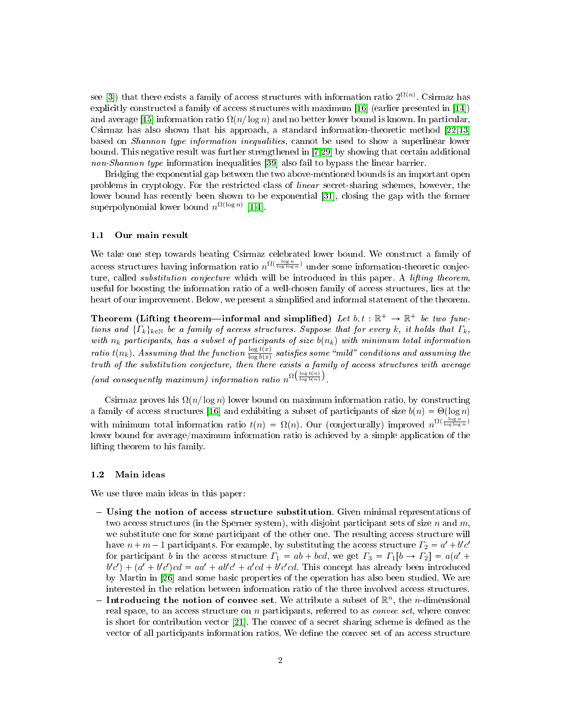see [3]) that there exists a family of access structures with information ratio $2^{\Omega(n)}$. Csirmaz has explicitly constructed a family of access structures with maximum [16] (earlier presented in [14]) and average [15] information ratio $\Omega(n/\log n)$ and no better lower bound is known. In particular, Csirmaz has also shown that his approach, a standard information-theoretic method [22,13] based on *Shannon type information inequalities*, cannot be used to show a superlinear lower bound. This negative result was further strengthened in [7,29] by showing that certain additional *non-Shannon type* information inequalities [39] also fail to bypass the linear barrier.

Bridging the exponential gap between the two above-mentioned bounds is an important open problems in cryptology. For the restricted class of *linear* secret-sharing schemes, however, the lower bound has recently been shown to be exponential [31], closing the gap with the former superpolynomial lower bound $n^{\Omega(\log n)}$ [1,4].

### 1.1 Our main result

We take one step towards beating Csirmaz celebrated lower bound. We construct a family of access structures having information ratio $n^{\Omega(\frac{\log n}{\log \log n})}$ under some information-theoretic conjecture, called *substitution conjecture* which will be introduced in this paper. A *lifting theorem*, useful for boosting the information ratio of a well-chosen family of access structures, lies at the heart of our improvement. Below, we present a simplified and informal statement of the theorem.

**Theorem (Lifting theorem—informal and simplified)** *Let $b, t : \mathbb{R}^+ \to \mathbb{R}^+$ be two functions and $\{\Gamma_k\}_{k\in\mathbb{N}}$ be a family of access structures. Suppose that for every $k$, it holds that $\Gamma_k$, with $n_k$ participants, has a subset of participants of size $b(n_k)$ with minimum total information ratio $t(n_k)$. Assuming that the function $\frac{\log t(x)}{\log b(x)}$ satisfies some "mild" conditions and assuming the truth of the substitution conjecture, then there exists a family of access structures with average (and consequently maximum) information ratio $n^{\Omega\left(\frac{\log t(n)}{\log b(n)}\right)}$.*

Csirmaz proves his $\Omega(n/\log n)$ lower bound on maximum information ratio, by constructing a family of access structures [16] and exhibiting a subset of participants of size $b(n) = \Theta(\log n)$ with minimum total information ratio $t(n) = \Omega(n)$. Our (conjecturally) improved $n^{\Omega(\frac{\log n}{\log \log n})}$ lower bound for average/maximum information ratio is achieved by a simple application of the lifting theorem to his family.

### 1.2 Main ideas

We use three main ideas in this paper:

- **Using the notion of access structure substitution**. Given minimal representations of two access structures (in the Sperner system), with disjoint participant sets of size $n$ and $m$, we substitute one for some participant of the other one. The resulting access structure will have $n + m - 1$ participants. For example, by substituting the access structure $\Gamma_2 = a' + b'c'$ for participant $b$ in the access structure $\Gamma_1 = ab + bcd$, we get $\Gamma_3 = \Gamma_1[b \to \Gamma_2] = a(a' + b'c') + (a' + b'c')cd = aa' + ab'c' + a'cd + b'c'cd$. This concept has already been introduced by Martin in [26] and some basic properties of the operation has also been studied. We are interested in the relation between information ratio of the three involved access structures.
- **Introducing the notion of convec set**. We attribute a subset of $\mathbb{R}^n$, the $n$-dimensional real space, to an access structure on $n$ participants, referred to as *convec set*, where convec is short for contribution vector [21]. The convec of a secret sharing scheme is defined as the vector of all participants information ratios. We define the convec set of an access structure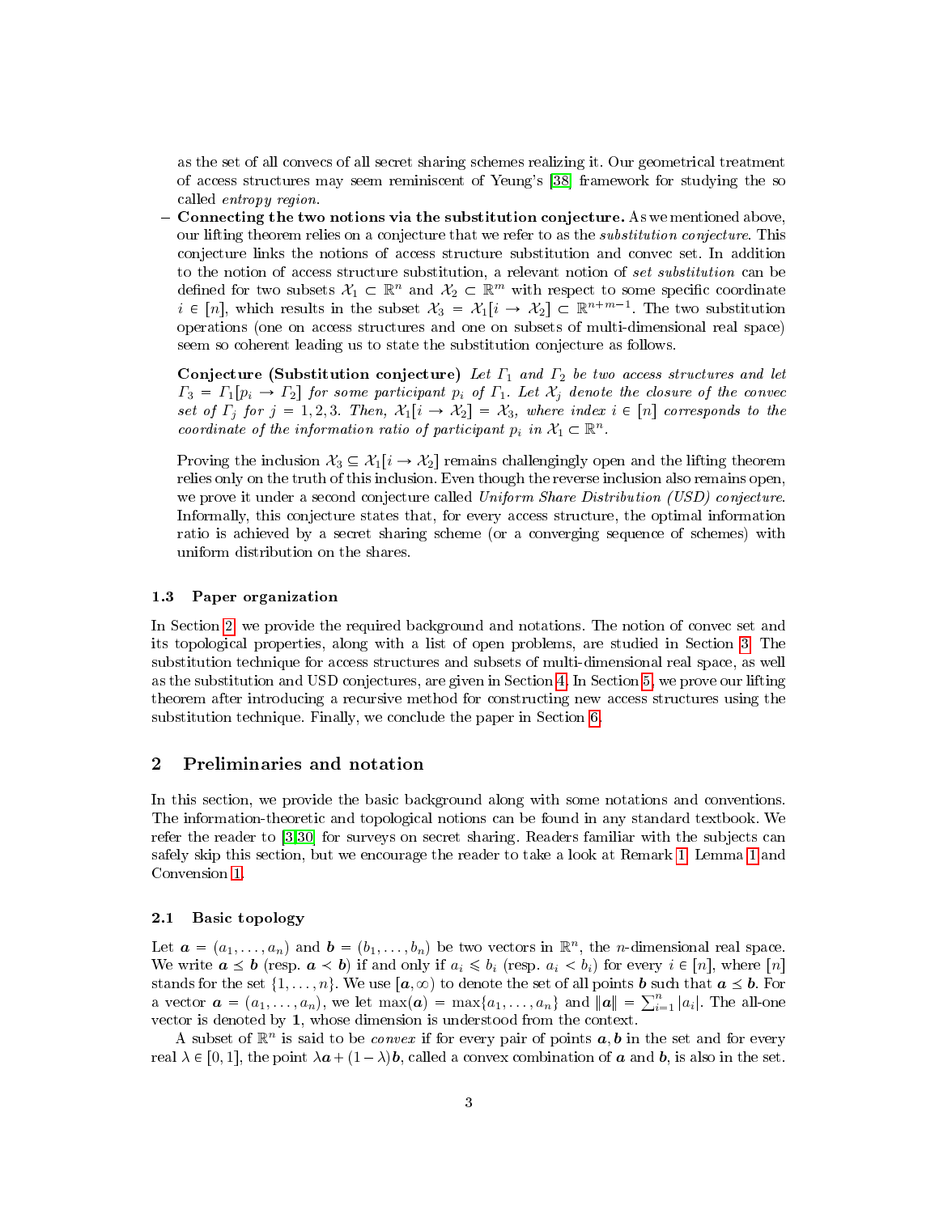as the set of all convecs of all secret sharing schemes realizing it. Our geometrical treatment of access structures may seem reminiscent of Yeung's [38] framework for studying the so called *entropy region*.

– **Connecting the two notions via the substitution conjecture.** As we mentioned above, our lifting theorem relies on a conjecture that we refer to as the *substitution conjecture*. This conjecture links the notions of access structure substitution and convec set. In addition to the notion of access structure substitution, a relevant notion of *set substitution* can be defined for two subsets $\mathcal{X}_1 \subset \mathbb{R}^n$ and $\mathcal{X}_2 \subset \mathbb{R}^m$ with respect to some specific coordinate $i \in [n]$, which results in the subset $\mathcal{X}_3 = \mathcal{X}_1[i \to \mathcal{X}_2] \subset \mathbb{R}^{n+m-1}$. The two substitution operations (one on access structures and one on subsets of multi-dimensional real space) seem so coherent leading us to state the substitution conjecture as follows.

  **Conjecture (Substitution conjecture)** *Let $\Gamma_1$ and $\Gamma_2$ be two access structures and let $\Gamma_3 = \Gamma_1[p_i \to \Gamma_2]$ for some participant $p_i$ of $\Gamma_1$. Let $\mathcal{X}_j$ denote the closure of the convec set of $\Gamma_j$ for $j = 1, 2, 3$. Then, $\mathcal{X}_1[i \to \mathcal{X}_2] = \mathcal{X}_3$, where index $i \in [n]$ corresponds to the coordinate of the information ratio of participant $p_i$ in $\mathcal{X}_1 \subset \mathbb{R}^n$.*

  Proving the inclusion $\mathcal{X}_3 \subseteq \mathcal{X}_1[i \to \mathcal{X}_2]$ remains challengingly open and the lifting theorem relies only on the truth of this inclusion. Even though the reverse inclusion also remains open, we prove it under a second conjecture called *Uniform Share Distribution (USD) conjecture*. Informally, this conjecture states that, for every access structure, the optimal information ratio is achieved by a secret sharing scheme (or a converging sequence of schemes) with uniform distribution on the shares.

### 1.3 Paper organization

In Section 2, we provide the required background and notations. The notion of convec set and its topological properties, along with a list of open problems, are studied in Section 3. The substitution technique for access structures and subsets of multi-dimensional real space, as well as the substitution and USD conjectures, are given in Section 4. In Section 5, we prove our lifting theorem after introducing a recursive method for constructing new access structures using the substitution technique. Finally, we conclude the paper in Section 6.

## 2 Preliminaries and notation

In this section, we provide the basic background along with some notations and conventions. The information-theoretic and topological notions can be found in any standard textbook. We refer the reader to [3,30] for surveys on secret sharing. Readers familiar with the subjects can safely skip this section, but we encourage the reader to take a look at Remark 1, Lemma 1 and Convension 1.

### 2.1 Basic topology

Let $\boldsymbol{a} = (a_1, \ldots, a_n)$ and $\boldsymbol{b} = (b_1, \ldots, b_n)$ be two vectors in $\mathbb{R}^n$, the $n$-dimensional real space. We write $\boldsymbol{a} \preceq \boldsymbol{b}$ (resp. $\boldsymbol{a} \prec \boldsymbol{b}$) if and only if $a_i \leqslant b_i$ (resp. $a_i < b_i$) for every $i \in [n]$, where $[n]$ stands for the set $\{1, \ldots, n\}$. We use $[\boldsymbol{a}, \infty)$ to denote the set of all points $\boldsymbol{b}$ such that $\boldsymbol{a} \preceq \boldsymbol{b}$. For a vector $\boldsymbol{a} = (a_1, \ldots, a_n)$, we let $\max(\boldsymbol{a}) = \max\{a_1, \ldots, a_n\}$ and $\|\boldsymbol{a}\| = \sum_{i=1}^{n} |a_i|$. The all-one vector is denoted by $\mathbf{1}$, whose dimension is understood from the context.

A subset of $\mathbb{R}^n$ is said to be *convex* if for every pair of points $\boldsymbol{a}, \boldsymbol{b}$ in the set and for every real $\lambda \in [0, 1]$, the point $\lambda \boldsymbol{a} + (1 - \lambda)\boldsymbol{b}$, called a convex combination of $\boldsymbol{a}$ and $\boldsymbol{b}$, is also in the set.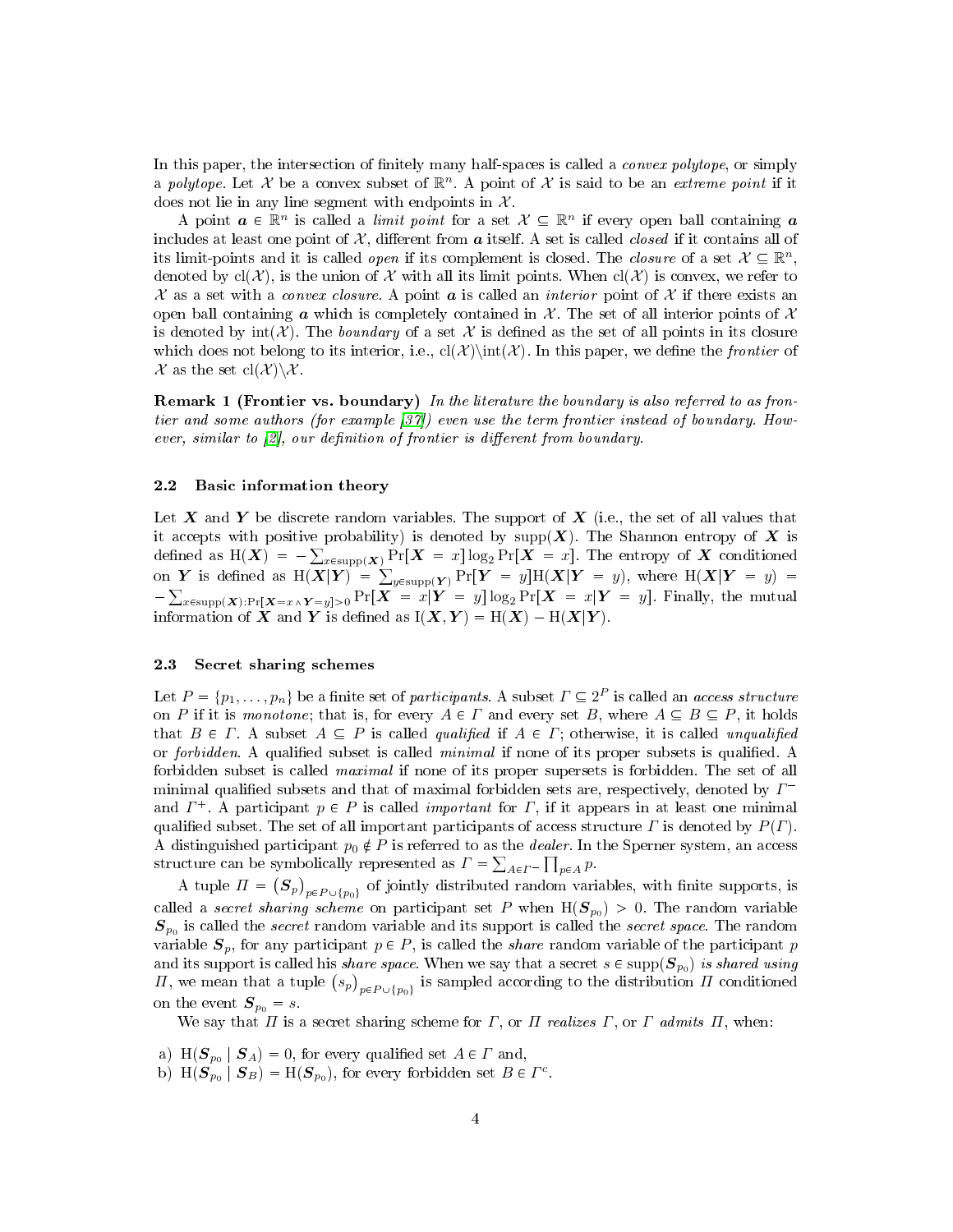In this paper, the intersection of finitely many half-spaces is called a *convex polytope*, or simply a *polytope*. Let $\mathcal{X}$ be a convex subset of $\mathbb{R}^n$. A point of $\mathcal{X}$ is said to be an *extreme point* if it does not lie in any line segment with endpoints in $\mathcal{X}$.

A point $\boldsymbol{a} \in \mathbb{R}^n$ is called a *limit point* for a set $\mathcal{X} \subseteq \mathbb{R}^n$ if every open ball containing $\boldsymbol{a}$ includes at least one point of $\mathcal{X}$, different from $\boldsymbol{a}$ itself. A set is called *closed* if it contains all of its limit-points and it is called *open* if its complement is closed. The *closure* of a set $\mathcal{X} \subseteq \mathbb{R}^n$, denoted by $\mathrm{cl}(\mathcal{X})$, is the union of $\mathcal{X}$ with all its limit points. When $\mathrm{cl}(\mathcal{X})$ is convex, we refer to $\mathcal{X}$ as a set with a *convex closure*. A point $\boldsymbol{a}$ is called an *interior* point of $\mathcal{X}$ if there exists an open ball containing $\boldsymbol{a}$ which is completely contained in $\mathcal{X}$. The set of all interior points of $\mathcal{X}$ is denoted by $\mathrm{int}(\mathcal{X})$. The *boundary* of a set $\mathcal{X}$ is defined as the set of all points in its closure which does not belong to its interior, i.e., $\mathrm{cl}(\mathcal{X})\backslash\mathrm{int}(\mathcal{X})$. In this paper, we define the *frontier* of $\mathcal{X}$ as the set $\mathrm{cl}(\mathcal{X})\backslash\mathcal{X}$.

**Remark 1 (Frontier vs. boundary)** *In the literature the boundary is also referred to as frontier and some authors (for example [37]) even use the term frontier instead of boundary. However, similar to [2], our definition of frontier is different from boundary.*

### 2.2 Basic information theory

Let $\boldsymbol{X}$ and $\boldsymbol{Y}$ be discrete random variables. The support of $\boldsymbol{X}$ (i.e., the set of all values that it accepts with positive probability) is denoted by $\mathrm{supp}(\boldsymbol{X})$. The Shannon entropy of $\boldsymbol{X}$ is defined as $\mathrm{H}(\boldsymbol{X}) = -\sum_{x\in\mathrm{supp}(\boldsymbol{X})} \Pr[\boldsymbol{X} = x] \log_2 \Pr[\boldsymbol{X} = x]$. The entropy of $\boldsymbol{X}$ conditioned on $\boldsymbol{Y}$ is defined as $\mathrm{H}(\boldsymbol{X}|\boldsymbol{Y}) = \sum_{y\in\mathrm{supp}(\boldsymbol{Y})} \Pr[\boldsymbol{Y} = y]\mathrm{H}(\boldsymbol{X}|\boldsymbol{Y} = y)$, where $\mathrm{H}(\boldsymbol{X}|\boldsymbol{Y} = y) = -\sum_{x\in\mathrm{supp}(\boldsymbol{X}):\Pr[\boldsymbol{X}=x\wedge\boldsymbol{Y}=y]>0} \Pr[\boldsymbol{X} = x|\boldsymbol{Y} = y] \log_2 \Pr[\boldsymbol{X} = x|\boldsymbol{Y} = y]$. Finally, the mutual information of $\boldsymbol{X}$ and $\boldsymbol{Y}$ is defined as $\mathrm{I}(\boldsymbol{X}, \boldsymbol{Y}) = \mathrm{H}(\boldsymbol{X}) - \mathrm{H}(\boldsymbol{X}|\boldsymbol{Y})$.

### 2.3 Secret sharing schemes

Let $P = \{p_1, \ldots, p_n\}$ be a finite set of *participants*. A subset $\Gamma \subseteq 2^P$ is called an *access structure* on $P$ if it is *monotone*; that is, for every $A \in \Gamma$ and every set $B$, where $A \subseteq B \subseteq P$, it holds that $B \in \Gamma$. A subset $A \subseteq P$ is called *qualified* if $A \in \Gamma$; otherwise, it is called *unqualified* or *forbidden*. A qualified subset is called *minimal* if none of its proper subsets is qualified. A forbidden subset is called *maximal* if none of its proper supersets is forbidden. The set of all minimal qualified subsets and that of maximal forbidden sets are, respectively, denoted by $\Gamma^-$ and $\Gamma^+$. A participant $p \in P$ is called *important* for $\Gamma$, if it appears in at least one minimal qualified subset. The set of all important participants of access structure $\Gamma$ is denoted by $P(\Gamma)$. A distinguished participant $p_0 \notin P$ is referred to as the *dealer*. In the Sperner system, an access structure can be symbolically represented as $\Gamma = \sum_{A\in\Gamma^-} \prod_{p\in A} p$.

A tuple $\Pi = (\boldsymbol{S}_p)_{p\in P\cup\{p_0\}}$ of jointly distributed random variables, with finite supports, is called a *secret sharing scheme* on participant set $P$ when $\mathrm{H}(\boldsymbol{S}_{p_0}) > 0$. The random variable $\boldsymbol{S}_{p_0}$ is called the *secret* random variable and its support is called the *secret space*. The random variable $\boldsymbol{S}_p$, for any participant $p \in P$, is called the *share* random variable of the participant $p$ and its support is called his *share space*. When we say that a secret $s \in \mathrm{supp}(\boldsymbol{S}_{p_0})$ *is shared using* $\Pi$, we mean that a tuple $(s_p)_{p\in P\cup\{p_0\}}$ is sampled according to the distribution $\Pi$ conditioned on the event $\boldsymbol{S}_{p_0} = s$.

We say that $\Pi$ is a secret sharing scheme for $\Gamma$, or $\Pi$ *realizes* $\Gamma$, or $\Gamma$ *admits* $\Pi$, when:

a) $\mathrm{H}(\boldsymbol{S}_{p_0} \mid \boldsymbol{S}_A) = 0$, for every qualified set $A \in \Gamma$ and,
b) $\mathrm{H}(\boldsymbol{S}_{p_0} \mid \boldsymbol{S}_B) = \mathrm{H}(\boldsymbol{S}_{p_0})$, for every forbidden set $B \in \Gamma^c$.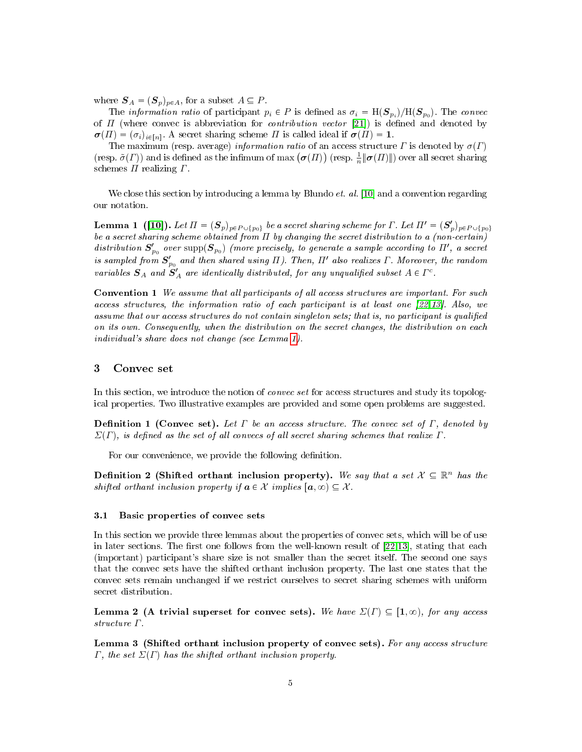where $\boldsymbol{S}_A = (\boldsymbol{S}_p)_{p\in A}$, for a subset $A \subseteq P$.

The *information ratio* of participant $p_i \in P$ is defined as $\sigma_i = \mathrm{H}(\boldsymbol{S}_{p_i})/\mathrm{H}(\boldsymbol{S}_{p_0})$. The *convec* of $\Pi$ (where convec is abbreviation for *contribution vector* [21]) is defined and denoted by $\boldsymbol{\sigma}(\Pi) = (\sigma_i)_{i\in[n]}$. A secret sharing scheme $\Pi$ is called ideal if $\boldsymbol{\sigma}(\Pi) = \mathbf{1}$.

The maximum (resp. average) *information ratio* of an access structure $\Gamma$ is denoted by $\sigma(\Gamma)$ (resp. $\tilde{\sigma}(\Gamma)$) and is defined as the infimum of $\max\left(\boldsymbol{\sigma}(\Pi)\right)$ (resp. $\frac{1}{n}\|\boldsymbol{\sigma}(\Pi)\|$) over all secret sharing schemes $\Pi$ realizing $\Gamma$.

We close this section by introducing a lemma by Blundo *et. al.* [10] and a convention regarding our notation.

**Lemma 1 ([10]).** *Let $\Pi = (\boldsymbol{S}_p)_{p\in P\cup\{p_0\}}$ be a secret sharing scheme for $\Gamma$. Let $\Pi' = (\boldsymbol{S}'_p)_{p\in P\cup\{p_0\}}$ be a secret sharing scheme obtained from $\Pi$ by changing the secret distribution to a (non-certain) distribution $\boldsymbol{S}'_{p_0}$ over $\mathrm{supp}(\boldsymbol{S}_{p_0})$ (more precisely, to generate a sample according to $\Pi'$, a secret is sampled from $\boldsymbol{S}'_{p_0}$ and then shared using $\Pi$). Then, $\Pi'$ also realizes $\Gamma$. Moreover, the random variables $\boldsymbol{S}_A$ and $\boldsymbol{S}'_A$ are identically distributed, for any unqualified subset $A \in \Gamma^c$.*

**Convention 1** *We assume that all participants of all access structures are important. For such access structures, the information ratio of each participant is at least one [22,13]. Also, we assume that our access structures do not contain singleton sets; that is, no participant is qualified on its own. Consequently, when the distribution on the secret changes, the distribution on each individual's share does not change (see Lemma 1).*

## 3 Convec set

In this section, we introduce the notion of *convec set* for access structures and study its topological properties. Two illustrative examples are provided and some open problems are suggested.

**Definition 1 (Convec set).** *Let $\Gamma$ be an access structure. The convec set of $\Gamma$, denoted by $\Sigma(\Gamma)$, is defined as the set of all convecs of all secret sharing schemes that realize $\Gamma$.*

For our convenience, we provide the following definition.

**Definition 2 (Shifted orthant inclusion property).** *We say that a set $\mathcal{X} \subseteq \mathbb{R}^n$ has the shifted orthant inclusion property if $\boldsymbol{a} \in \mathcal{X}$ implies $[\boldsymbol{a}, \infty) \subseteq \mathcal{X}$.*

### 3.1 Basic properties of convec sets

In this section we provide three lemmas about the properties of convec sets, which will be of use in later sections. The first one follows from the well-known result of [22,13], stating that each (important) participant's share size is not smaller than the secret itself. The second one says that the convec sets have the shifted orthant inclusion property. The last one states that the convec sets remain unchanged if we restrict ourselves to secret sharing schemes with uniform secret distribution.

**Lemma 2 (A trivial superset for convec sets).** *We have $\Sigma(\Gamma) \subseteq [\mathbf{1}, \infty)$, for any access structure $\Gamma$.*

**Lemma 3 (Shifted orthant inclusion property of convec sets).** *For any access structure $\Gamma$, the set $\Sigma(\Gamma)$ has the shifted orthant inclusion property.*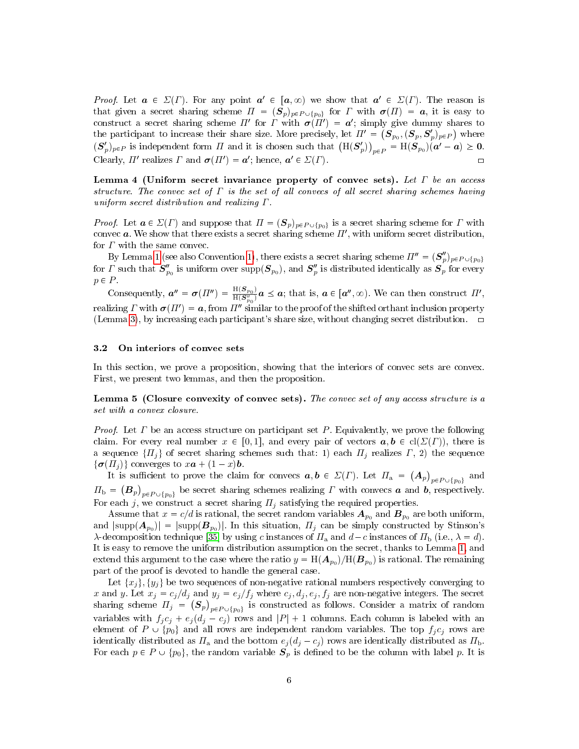*Proof.* Let $\boldsymbol{a} \in \Sigma(\Gamma)$. For any point $\boldsymbol{a}' \in [\boldsymbol{a}, \infty)$ we show that $\boldsymbol{a}' \in \Sigma(\Gamma)$. The reason is that given a secret sharing scheme $\Pi = (\boldsymbol{S}_p)_{p \in P \cup \{p_0\}}$ for $\Gamma$ with $\boldsymbol{\sigma}(\Pi) = \boldsymbol{a}$, it is easy to construct a secret sharing scheme $\Pi'$ for $\Gamma$ with $\boldsymbol{\sigma}(\Pi') = \boldsymbol{a}'$; simply give dummy shares to the participant to increase their share size. More precisely, let $\Pi' = \left(\boldsymbol{S}_{p_0}, (\boldsymbol{S}_p, \boldsymbol{S}'_p)_{p \in P}\right)$ where $(\boldsymbol{S}'_p)_{p \in P}$ is independent form $\Pi$ and it is chosen such that $\left(\mathrm{H}(\boldsymbol{S}'_p)\right)_{p \in P} = \mathrm{H}(\boldsymbol{S}_{p_0})(\boldsymbol{a}' - \boldsymbol{a}) \geq \boldsymbol{0}$. Clearly, $\Pi'$ realizes $\Gamma$ and $\boldsymbol{\sigma}(\Pi') = \boldsymbol{a}'$; hence, $\boldsymbol{a}' \in \Sigma(\Gamma)$. □

**Lemma 4 (Uniform secret invariance property of convec sets).** *Let $\Gamma$ be an access structure. The convec set of $\Gamma$ is the set of all convecs of all secret sharing schemes having uniform secret distribution and realizing $\Gamma$.*

*Proof.* Let $\boldsymbol{a} \in \Sigma(\Gamma)$ and suppose that $\Pi = (\boldsymbol{S}_p)_{p \in P \cup \{p_0\}}$ is a secret sharing scheme for $\Gamma$ with convec $\boldsymbol{a}$. We show that there exists a secret sharing scheme $\Pi'$, with uniform secret distribution, for $\Gamma$ with the same convec.

By Lemma 1 (see also Convention 1), there exists a secret sharing scheme $\Pi'' = (\boldsymbol{S}''_p)_{p \in P \cup \{p_0\}}$ for $\Gamma$ such that $\boldsymbol{S}''_{p_0}$ is uniform over $\mathrm{supp}(\boldsymbol{S}_{p_0})$, and $\boldsymbol{S}''_p$ is distributed identically as $\boldsymbol{S}_p$ for every $p \in P$.

Consequently, $\boldsymbol{a}'' = \boldsymbol{\sigma}(\Pi'') = \frac{\mathrm{H}(\boldsymbol{S}_{p_0})}{\mathrm{H}(\boldsymbol{S}''_{p_0})}\boldsymbol{a} \leq \boldsymbol{a}$; that is, $\boldsymbol{a} \in [\boldsymbol{a}'', \infty)$. We can then construct $\Pi'$, realizing $\Gamma$ with $\boldsymbol{\sigma}(\Pi') = \boldsymbol{a}$, from $\Pi''$ similar to the proof of the shifted orthant inclusion property (Lemma 3), by increasing each participant's share size, without changing secret distribution. □

### 3.2 On interiors of convec sets

In this section, we prove a proposition, showing that the interiors of convec sets are convex. First, we present two lemmas, and then the proposition.

**Lemma 5 (Closure convexity of convec sets).** *The convec set of any access structure is a set with a convex closure.*

*Proof.* Let $\Gamma$ be an access structure on participant set $P$. Equivalently, we prove the following claim. For every real number $x \in [0, 1]$, and every pair of vectors $\boldsymbol{a}, \boldsymbol{b} \in \mathrm{cl}(\Sigma(\Gamma))$, there is a sequence $\{\Pi_j\}$ of secret sharing schemes such that: 1) each $\Pi_j$ realizes $\Gamma$, 2) the sequence $\{\boldsymbol{\sigma}(\Pi_j)\}$ converges to $x\boldsymbol{a} + (1-x)\boldsymbol{b}$.

It is sufficient to prove the claim for convecs $\boldsymbol{a}, \boldsymbol{b} \in \Sigma(\Gamma)$. Let $\Pi_{\mathrm{a}} = \left(\boldsymbol{A}_p\right)_{p \in P \cup \{p_0\}}$ and $\Pi_{\mathrm{b}} = \left(\boldsymbol{B}_p\right)_{p \in P \cup \{p_0\}}$ be secret sharing schemes realizing $\Gamma$ with convecs $\boldsymbol{a}$ and $\boldsymbol{b}$, respectively. For each $j$, we construct a secret sharing $\Pi_j$ satisfying the required properties.

Assume that $x = c/d$ is rational, the secret random variables $\boldsymbol{A}_{p_0}$ and $\boldsymbol{B}_{p_0}$ are both uniform, and $|\mathrm{supp}(\boldsymbol{A}_{p_0})| = |\mathrm{supp}(\boldsymbol{B}_{p_0})|$. In this situation, $\Pi_j$ can be simply constructed by Stinson's $\lambda$-decomposition technique [35] by using $c$ instances of $\Pi_{\mathrm{a}}$ and $d - c$ instances of $\Pi_{\mathrm{b}}$ (i.e., $\lambda = d$). It is easy to remove the uniform distribution assumption on the secret, thanks to Lemma 1, and extend this argument to the case where the ratio $y = \mathrm{H}(\boldsymbol{A}_{p_0})/\mathrm{H}(\boldsymbol{B}_{p_0})$ is rational. The remaining part of the proof is devoted to handle the general case.

Let $\{x_j\}, \{y_j\}$ be two sequences of non-negative rational numbers respectively converging to $x$ and $y$. Let $x_j = c_j/d_j$ and $y_j = e_j/f_j$ where $c_j, d_j, e_j, f_j$ are non-negative integers. The secret sharing scheme $\Pi_j = \left(\boldsymbol{S}_p\right)_{p \in P \cup \{p_0\}}$ is constructed as follows. Consider a matrix of random variables with $f_j c_j + e_j(d_j - c_j)$ rows and $|P| + 1$ columns. Each column is labeled with an element of $P \cup \{p_0\}$ and all rows are independent random variables. The top $f_j c_j$ rows are identically distributed as $\Pi_{\mathrm{a}}$ and the bottom $e_j(d_j - c_j)$ rows are identically distributed as $\Pi_{\mathrm{b}}$. For each $p \in P \cup \{p_0\}$, the random variable $\boldsymbol{S}_p$ is defined to be the column with label $p$. It is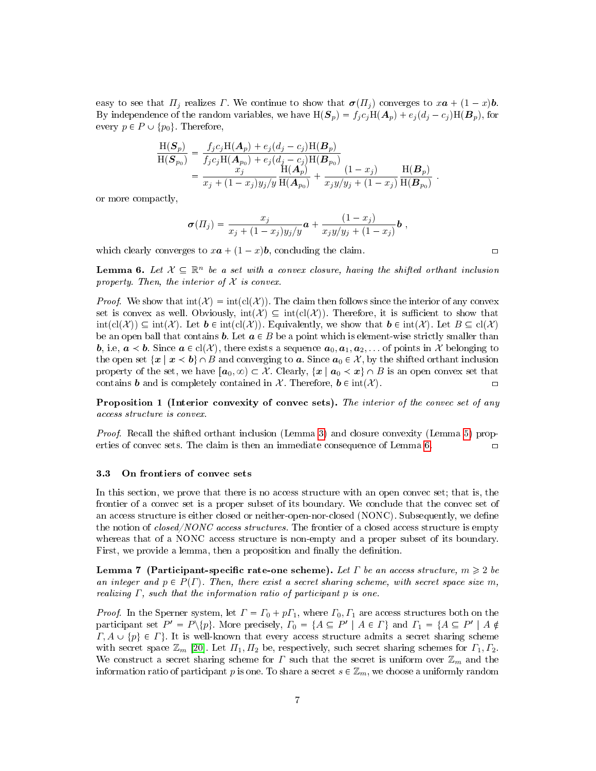easy to see that $\Pi_j$ realizes $\Gamma$. We continue to show that $\boldsymbol{\sigma}(\Pi_j)$ converges to $x\boldsymbol{a} + (1-x)\boldsymbol{b}$. By independence of the random variables, we have $\mathrm{H}(\boldsymbol{S}_p) = f_j c_j \mathrm{H}(\boldsymbol{A}_p) + e_j(d_j - c_j)\mathrm{H}(\boldsymbol{B}_p)$, for every $p \in P \cup \{p_0\}$. Therefore,

$$\begin{aligned}
\frac{\mathrm{H}(\boldsymbol{S}_p)}{\mathrm{H}(\boldsymbol{S}_{p_0})} &= \frac{f_j c_j \mathrm{H}(\boldsymbol{A}_p) + e_j(d_j - c_j)\mathrm{H}(\boldsymbol{B}_p)}{f_j c_j \mathrm{H}(\boldsymbol{A}_{p_0}) + e_j(d_j - c_j)\mathrm{H}(\boldsymbol{B}_{p_0})} \\
&= \frac{x_j}{x_j + (1-x_j)y_j/y}\frac{\mathrm{H}(\boldsymbol{A}_p)}{\mathrm{H}(\boldsymbol{A}_{p_0})} + \frac{(1-x_j)}{x_j y/y_j + (1-x_j)}\frac{\mathrm{H}(\boldsymbol{B}_p)}{\mathrm{H}(\boldsymbol{B}_{p_0})} \ .
\end{aligned}$$

or more compactly,

$$\boldsymbol{\sigma}(\Pi_j) = \frac{x_j}{x_j + (1-x_j)y_j/y}\boldsymbol{a} + \frac{(1-x_j)}{x_j y/y_j + (1-x_j)}\boldsymbol{b} \ ,$$

which clearly converges to $x\boldsymbol{a} + (1-x)\boldsymbol{b}$, concluding the claim. □

**Lemma 6.** *Let $\mathcal{X} \subseteq \mathbb{R}^n$ be a set with a convex closure, having the shifted orthant inclusion property. Then, the interior of $\mathcal{X}$ is convex.*

*Proof.* We show that $\mathrm{int}(\mathcal{X}) = \mathrm{int}(\mathrm{cl}(\mathcal{X}))$. The claim then follows since the interior of any convex set is convex as well. Obviously, $\mathrm{int}(\mathcal{X}) \subseteq \mathrm{int}(\mathrm{cl}(\mathcal{X}))$. Therefore, it is sufficient to show that $\mathrm{int}(\mathrm{cl}(\mathcal{X})) \subseteq \mathrm{int}(\mathcal{X})$. Let $\boldsymbol{b} \in \mathrm{int}(\mathrm{cl}(\mathcal{X}))$. Equivalently, we show that $\boldsymbol{b} \in \mathrm{int}(\mathcal{X})$. Let $B \subseteq \mathrm{cl}(\mathcal{X})$ be an open ball that contains $\boldsymbol{b}$. Let $\boldsymbol{a} \in B$ be a point which is element-wise strictly smaller than $\boldsymbol{b}$, i.e, $\boldsymbol{a} \prec \boldsymbol{b}$. Since $\boldsymbol{a} \in \mathrm{cl}(\mathcal{X})$, there exists a sequence $\boldsymbol{a}_0, \boldsymbol{a}_1, \boldsymbol{a}_2, \ldots$ of points in $\mathcal{X}$ belonging to the open set $\{\boldsymbol{x} \mid \boldsymbol{x} \prec \boldsymbol{b}\} \cap B$ and converging to $\boldsymbol{a}$. Since $\boldsymbol{a}_0 \in \mathcal{X}$, by the shifted orthant inclusion property of the set, we have $[\boldsymbol{a}_0, \infty) \subset \mathcal{X}$. Clearly, $\{\boldsymbol{x} \mid \boldsymbol{a}_0 \prec \boldsymbol{x}\} \cap B$ is an open convex set that contains $\boldsymbol{b}$ and is completely contained in $\mathcal{X}$. Therefore, $\boldsymbol{b} \in \mathrm{int}(\mathcal{X})$. □

**Proposition 1 (Interior convexity of convec sets).** *The interior of the convec set of any access structure is convex.*

*Proof.* Recall the shifted orthant inclusion (Lemma 3) and closure convexity (Lemma 5) properties of convec sets. The claim is then an immediate consequence of Lemma 6. □

### 3.3 On frontiers of convec sets

In this section, we prove that there is no access structure with an open convec set; that is, the frontier of a convec set is a proper subset of its boundary. We conclude that the convec set of an access structure is either closed or neither-open-nor-closed (NONC). Subsequently, we define the notion of *closed/NONC access structures*. The frontier of a closed access structure is empty whereas that of a NONC access structure is non-empty and a proper subset of its boundary. First, we provide a lemma, then a proposition and finally the definition.

**Lemma 7 (Participant-specific rate-one scheme).** *Let $\Gamma$ be an access structure, $m \geqslant 2$ be an integer and $p \in P(\Gamma)$. Then, there exist a secret sharing scheme, with secret space size $m$, realizing $\Gamma$, such that the information ratio of participant $p$ is one.*

*Proof.* In the Sperner system, let $\Gamma = \Gamma_0 + p\Gamma_1$, where $\Gamma_0, \Gamma_1$ are access structures both on the participant set $P' = P\backslash\{p\}$. More precisely, $\Gamma_0 = \{A \subseteq P' \mid A \in \Gamma\}$ and $\Gamma_1 = \{A \subseteq P' \mid A \notin \Gamma, A \cup \{p\} \in \Gamma\}$. It is well-known that every access structure admits a secret sharing scheme with secret space $\mathbb{Z}_m$ [20]. Let $\Pi_1, \Pi_2$ be, respectively, such secret sharing schemes for $\Gamma_1, \Gamma_2$. We construct a secret sharing scheme for $\Gamma$ such that the secret is uniform over $\mathbb{Z}_m$ and the information ratio of participant $p$ is one. To share a secret $s \in \mathbb{Z}_m$, we choose a uniformly random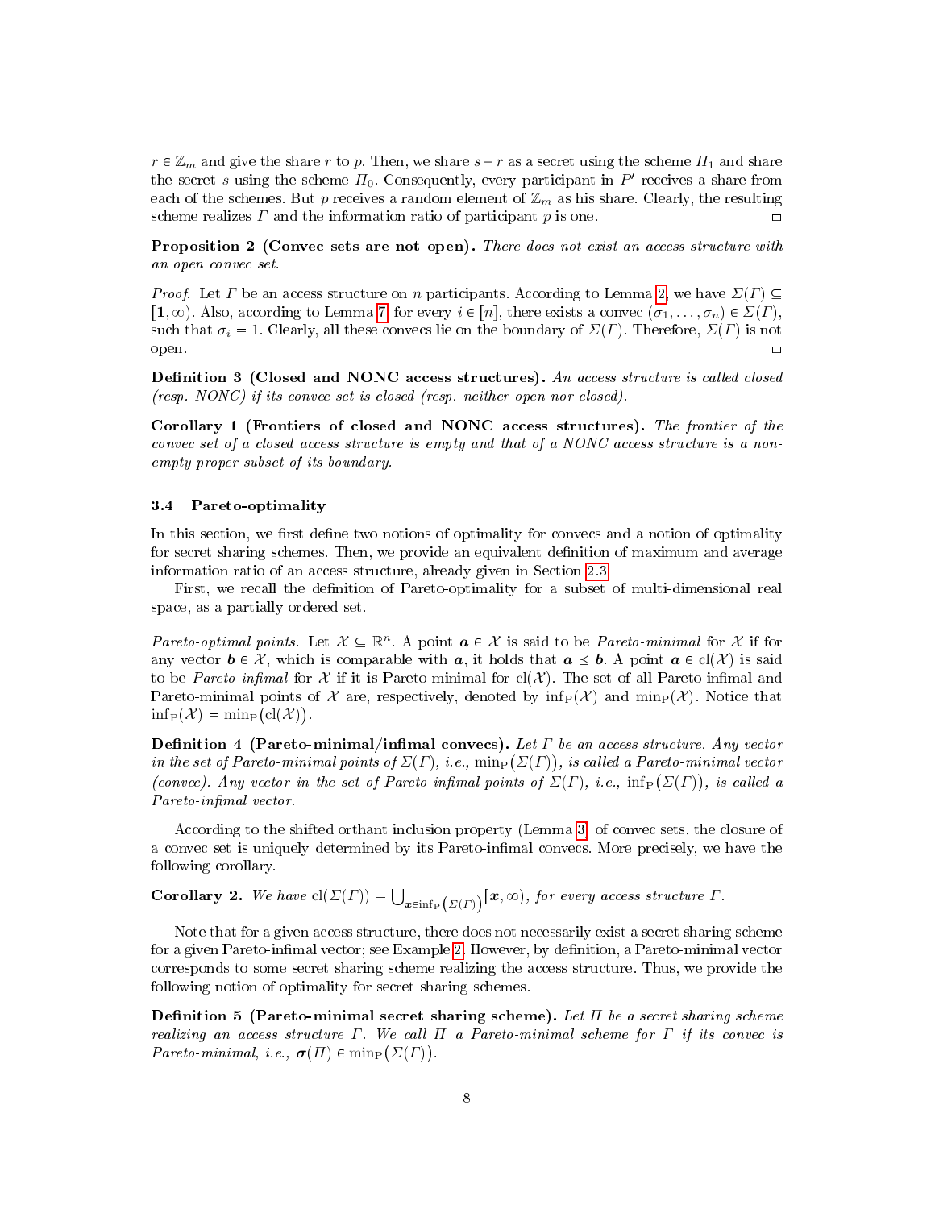$r \in \mathbb{Z}_m$ and give the share $r$ to $p$. Then, we share $s+r$ as a secret using the scheme $\Pi_1$ and share the secret $s$ using the scheme $\Pi_0$. Consequently, every participant in $P'$ receives a share from each of the schemes. But $p$ receives a random element of $\mathbb{Z}_m$ as his share. Clearly, the resulting scheme realizes $\Gamma$ and the information ratio of participant $p$ is one. ◻

**Proposition 2 (Convec sets are not open).** *There does not exist an access structure with an open convec set.*

*Proof.* Let $\Gamma$ be an access structure on $n$ participants. According to Lemma 2, we have $\Sigma(\Gamma) \subseteq [\mathbf{1}, \infty)$. Also, according to Lemma 7, for every $i \in [n]$, there exists a convec $(\sigma_1, \ldots, \sigma_n) \in \Sigma(\Gamma)$, such that $\sigma_i = 1$. Clearly, all these convecs lie on the boundary of $\Sigma(\Gamma)$. Therefore, $\Sigma(\Gamma)$ is not open. ◻

**Definition 3 (Closed and NONC access structures).** *An access structure is called closed (resp. NONC) if its convec set is closed (resp. neither-open-nor-closed).*

**Corollary 1 (Frontiers of closed and NONC access structures).** *The frontier of the convec set of a closed access structure is empty and that of a NONC access structure is a non-empty proper subset of its boundary.*

### 3.4 Pareto-optimality

In this section, we first define two notions of optimality for convecs and a notion of optimality for secret sharing schemes. Then, we provide an equivalent definition of maximum and average information ratio of an access structure, already given in Section 2.3.

First, we recall the definition of Pareto-optimality for a subset of multi-dimensional real space, as a partially ordered set.

*Pareto-optimal points.* Let $\mathcal{X} \subseteq \mathbb{R}^n$. A point $\boldsymbol{a} \in \mathcal{X}$ is said to be *Pareto-minimal* for $\mathcal{X}$ if for any vector $\boldsymbol{b} \in \mathcal{X}$, which is comparable with $\boldsymbol{a}$, it holds that $\boldsymbol{a} \leq \boldsymbol{b}$. A point $\boldsymbol{a} \in \mathrm{cl}(\mathcal{X})$ is said to be *Pareto-infimal* for $\mathcal{X}$ if it is Pareto-minimal for $\mathrm{cl}(\mathcal{X})$. The set of all Pareto-infimal and Pareto-minimal points of $\mathcal{X}$ are, respectively, denoted by $\inf_{\mathrm{P}}(\mathcal{X})$ and $\min_{\mathrm{P}}(\mathcal{X})$. Notice that $\inf_{\mathrm{P}}(\mathcal{X}) = \min_{\mathrm{P}}\big(\mathrm{cl}(\mathcal{X})\big)$.

**Definition 4 (Pareto-minimal/infimal convecs).** *Let $\Gamma$ be an access structure. Any vector in the set of Pareto-minimal points of $\Sigma(\Gamma)$, i.e., $\min_{\mathrm{P}}\big(\Sigma(\Gamma)\big)$, is called a Pareto-minimal vector (convec). Any vector in the set of Pareto-infimal points of $\Sigma(\Gamma)$, i.e., $\inf_{\mathrm{P}}\big(\Sigma(\Gamma)\big)$, is called a Pareto-infimal vector.*

According to the shifted orthant inclusion property (Lemma 3) of convec sets, the closure of a convec set is uniquely determined by its Pareto-infimal convecs. More precisely, we have the following corollary.

**Corollary 2.** *We have $\mathrm{cl}(\Sigma(\Gamma)) = \bigcup_{\boldsymbol{x} \in \inf_{\mathrm{P}}\left(\Sigma(\Gamma)\right)} [\boldsymbol{x}, \infty)$, for every access structure $\Gamma$.*

Note that for a given access structure, there does not necessarily exist a secret sharing scheme for a given Pareto-infimal vector; see Example 2. However, by definition, a Pareto-minimal vector corresponds to some secret sharing scheme realizing the access structure. Thus, we provide the following notion of optimality for secret sharing schemes.

**Definition 5 (Pareto-minimal secret sharing scheme).** *Let $\Pi$ be a secret sharing scheme realizing an access structure $\Gamma$. We call $\Pi$ a Pareto-minimal scheme for $\Gamma$ if its convec is Pareto-minimal, i.e., $\boldsymbol{\sigma}(\Pi) \in \min_{\mathrm{P}}\big(\Sigma(\Gamma)\big)$.*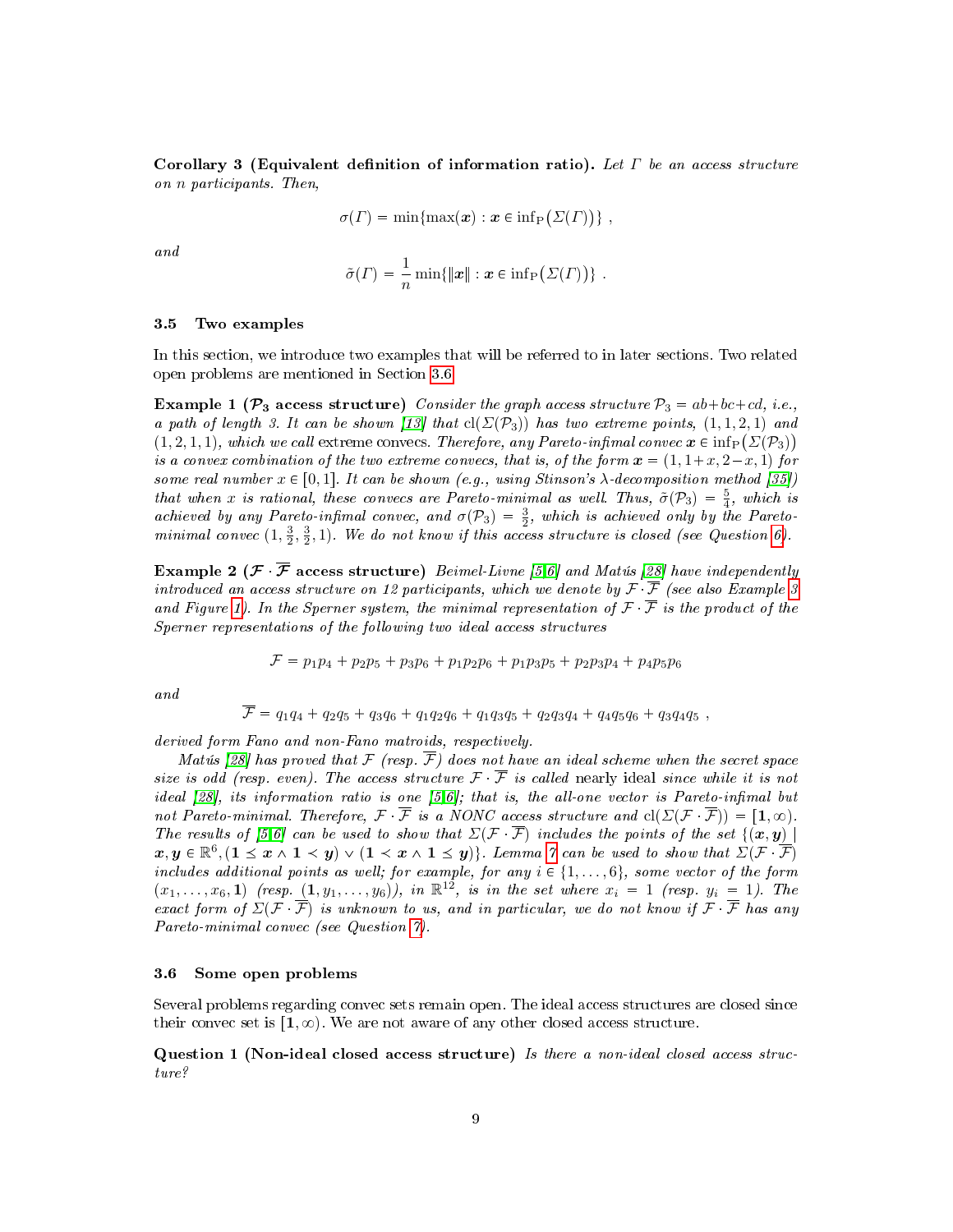**Corollary 3 (Equivalent definition of information ratio).** *Let $\Gamma$ be an access structure on $n$ participants. Then,*

$$\sigma(\Gamma) = \min\{\max(\boldsymbol{x}) : \boldsymbol{x} \in \inf_{\mathrm{P}}\big(\Sigma(\Gamma)\big)\} \ ,$$

*and*

$$\tilde{\sigma}(\Gamma) = \frac{1}{n} \min\{\|\boldsymbol{x}\| : \boldsymbol{x} \in \inf_{\mathrm{P}}\big(\Sigma(\Gamma)\big)\} \ .$$

### 3.5 Two examples

In this section, we introduce two examples that will be referred to in later sections. Two related open problems are mentioned in Section 3.6.

**Example 1 ($\mathcal{P}_3$ access structure)** *Consider the graph access structure $\mathcal{P}_3 = ab+bc+cd$, i.e., a path of length 3. It can be shown [13] that $\mathrm{cl}(\Sigma(\mathcal{P}_3))$ has two extreme points, $(1,1,2,1)$ and $(1,2,1,1)$, which we call* extreme convecs. *Therefore, any Pareto-infimal convec $\boldsymbol{x} \in \inf_{\mathrm{P}}\big(\Sigma(\mathcal{P}_3)\big)$ is a convex combination of the two extreme convecs, that is, of the form $\boldsymbol{x} = (1, 1+x, 2-x, 1)$ for some real number $x \in [0,1]$. It can be shown (e.g., using Stinson's $\lambda$-decomposition method [35]) that when $x$ is rational, these convecs are Pareto-minimal as well. Thus, $\tilde{\sigma}(\mathcal{P}_3) = \frac{5}{4}$, which is achieved by any Pareto-infimal convec, and $\sigma(\mathcal{P}_3) = \frac{3}{2}$, which is achieved only by the Pareto-minimal convec $(1, \frac{3}{2}, \frac{3}{2}, 1)$. We do not know if this access structure is closed (see Question 6).*

**Example 2 ($\mathcal{F} \cdot \overline{\mathcal{F}}$ access structure)** *Beimel-Livne [5,6] and Matús [28] have independently introduced an access structure on 12 participants, which we denote by $\mathcal{F} \cdot \overline{\mathcal{F}}$ (see also Example 3 and Figure 1). In the Sperner system, the minimal representation of $\mathcal{F} \cdot \overline{\mathcal{F}}$ is the product of the Sperner representations of the following two ideal access structures*

$$\mathcal{F} = p_1p_4 + p_2p_5 + p_3p_6 + p_1p_2p_6 + p_1p_3p_5 + p_2p_3p_4 + p_4p_5p_6$$

*and*

$$\overline{\mathcal{F}} = q_1q_4 + q_2q_5 + q_3q_6 + q_1q_2q_6 + q_1q_3q_5 + q_2q_3q_4 + q_4q_5q_6 + q_3q_4q_5 \ ,$$

*derived form Fano and non-Fano matroids, respectively.*

*Matús [28] has proved that $\mathcal{F}$ (resp. $\overline{\mathcal{F}}$) does not have an ideal scheme when the secret space size is odd (resp. even). The access structure $\mathcal{F} \cdot \overline{\mathcal{F}}$ is called* nearly ideal *since while it is not ideal [28], its information ratio is one [5,6]; that is, the all-one vector is Pareto-infimal but not Pareto-minimal. Therefore, $\mathcal{F} \cdot \overline{\mathcal{F}}$ is a NONC access structure and $\mathrm{cl}(\Sigma(\mathcal{F} \cdot \overline{\mathcal{F}})) = [\mathbf{1}, \infty)$. The results of [5,6] can be used to show that $\Sigma(\mathcal{F} \cdot \overline{\mathcal{F}})$ includes the points of the set $\{(\boldsymbol{x}, \boldsymbol{y}) \mid \boldsymbol{x}, \boldsymbol{y} \in \mathbb{R}^6, (\mathbf{1} \leq \boldsymbol{x} \wedge \mathbf{1} < \boldsymbol{y}) \vee (\mathbf{1} < \boldsymbol{x} \wedge \mathbf{1} \leq \boldsymbol{y})\}$. Lemma 7 can be used to show that $\Sigma(\mathcal{F} \cdot \overline{\mathcal{F}})$ includes additional points as well; for example, for any $i \in \{1, \ldots, 6\}$, some vector of the form $(x_1, \ldots, x_6, \mathbf{1})$ (resp. $(\mathbf{1}, y_1, \ldots, y_6)$), in $\mathbb{R}^{12}$, is in the set where $x_i = 1$ (resp. $y_i = 1$). The exact form of $\Sigma(\mathcal{F} \cdot \overline{\mathcal{F}})$ is unknown to us, and in particular, we do not know if $\mathcal{F} \cdot \overline{\mathcal{F}}$ has any Pareto-minimal convec (see Question 7).*

### 3.6 Some open problems

Several problems regarding convec sets remain open. The ideal access structures are closed since their convec set is $[\mathbf{1}, \infty)$. We are not aware of any other closed access structure.

**Question 1 (Non-ideal closed access structure)** *Is there a non-ideal closed access structure?*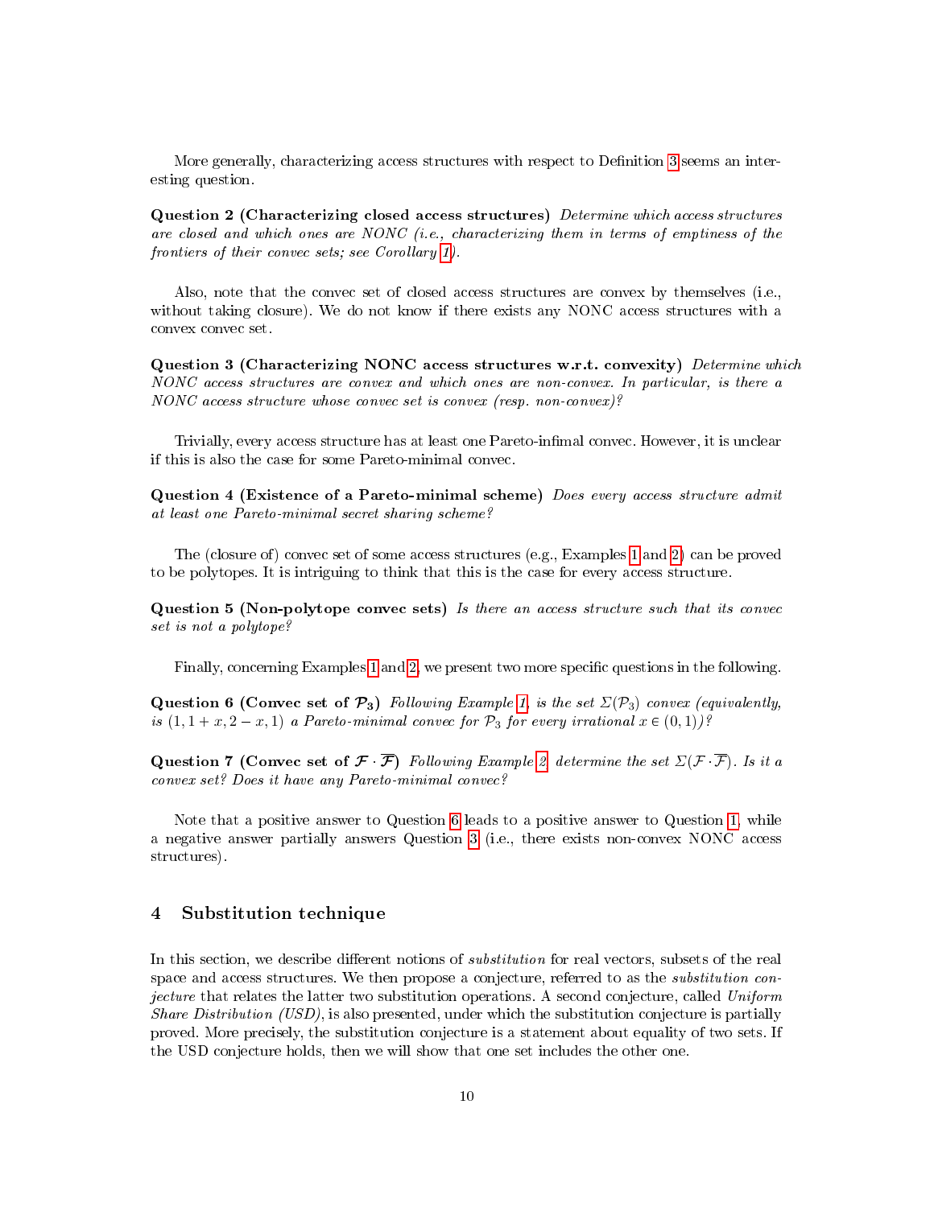More generally, characterizing access structures with respect to Definition 3 seems an interesting question.

**Question 2 (Characterizing closed access structures)** *Determine which access structures are closed and which ones are NONC (i.e., characterizing them in terms of emptiness of the frontiers of their convec sets; see Corollary 1).*

Also, note that the convec set of closed access structures are convex by themselves (i.e., without taking closure). We do not know if there exists any NONC access structures with a convex convec set.

**Question 3 (Characterizing NONC access structures w.r.t. convexity)** *Determine which NONC access structures are convex and which ones are non-convex. In particular, is there a NONC access structure whose convec set is convex (resp. non-convex)?*

Trivially, every access structure has at least one Pareto-infimal convec. However, it is unclear if this is also the case for some Pareto-minimal convec.

**Question 4 (Existence of a Pareto-minimal scheme)** *Does every access structure admit at least one Pareto-minimal secret sharing scheme?*

The (closure of) convec set of some access structures (e.g., Examples 1 and 2) can be proved to be polytopes. It is intriguing to think that this is the case for every access structure.

**Question 5 (Non-polytope convec sets)** *Is there an access structure such that its convec set is not a polytope?*

Finally, concerning Examples 1 and 2, we present two more specific questions in the following.

**Question 6 (Convec set of $\mathcal{P}_3$)** *Following Example 1, is the set $\Sigma(\mathcal{P}_3)$ convex (equivalently, is $(1, 1 + x, 2 - x, 1)$ a Pareto-minimal convec for $\mathcal{P}_3$ for every irrational $x \in (0, 1)$)?*

**Question 7 (Convec set of $\mathcal{F} \cdot \overline{\mathcal{F}}$)** *Following Example 2, determine the set $\Sigma(\mathcal{F} \cdot \overline{\mathcal{F}})$. Is it a convex set? Does it have any Pareto-minimal convec?*

Note that a positive answer to Question 6 leads to a positive answer to Question 1, while a negative answer partially answers Question 3 (i.e., there exists non-convex NONC access structures).

## 4 Substitution technique

In this section, we describe different notions of *substitution* for real vectors, subsets of the real space and access structures. We then propose a conjecture, referred to as the *substitution conjecture* that relates the latter two substitution operations. A second conjecture, called *Uniform Share Distribution (USD)*, is also presented, under which the substitution conjecture is partially proved. More precisely, the substitution conjecture is a statement about equality of two sets. If the USD conjecture holds, then we will show that one set includes the other one.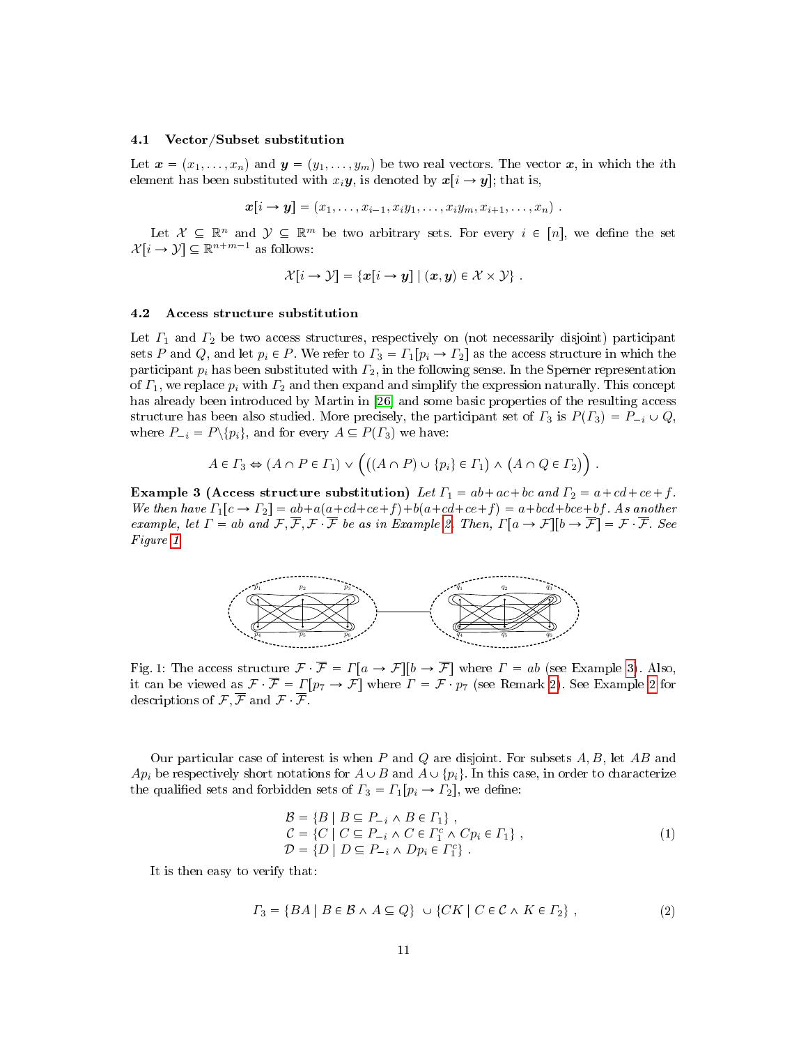### 4.1 Vector/Subset substitution

Let $\boldsymbol{x} = (x_1, \ldots, x_n)$ and $\boldsymbol{y} = (y_1, \ldots, y_m)$ be two real vectors. The vector $\boldsymbol{x}$, in which the $i$th element has been substituted with $x_i\boldsymbol{y}$, is denoted by $\boldsymbol{x}[i \to \boldsymbol{y}]$; that is,

$$\boldsymbol{x}[i \to \boldsymbol{y}] = (x_1, \ldots, x_{i-1}, x_i y_1, \ldots, x_i y_m, x_{i+1}, \ldots, x_n) \ .$$

Let $\mathcal{X} \subseteq \mathbb{R}^n$ and $\mathcal{Y} \subseteq \mathbb{R}^m$ be two arbitrary sets. For every $i \in [n]$, we define the set $\mathcal{X}[i \to \mathcal{Y}] \subseteq \mathbb{R}^{n+m-1}$ as follows:

$$\mathcal{X}[i \to \mathcal{Y}] = \{\boldsymbol{x}[i \to \boldsymbol{y}] \mid (\boldsymbol{x}, \boldsymbol{y}) \in \mathcal{X} \times \mathcal{Y}\} \ .$$

### 4.2 Access structure substitution

Let $\Gamma_1$ and $\Gamma_2$ be two access structures, respectively on (not necessarily disjoint) participant sets $P$ and $Q$, and let $p_i \in P$. We refer to $\Gamma_3 = \Gamma_1[p_i \to \Gamma_2]$ as the access structure in which the participant $p_i$ has been substituted with $\Gamma_2$, in the following sense. In the Sperner representation of $\Gamma_1$, we replace $p_i$ with $\Gamma_2$ and then expand and simplify the expression naturally. This concept has already been introduced by Martin in [26] and some basic properties of the resulting access structure has been also studied. More precisely, the participant set of $\Gamma_3$ is $P(\Gamma_3) = P_{-i} \cup Q$, where $P_{-i} = P \backslash \{p_i\}$, and for every $A \subseteq P(\Gamma_3)$ we have:

$$A \in \Gamma_3 \Leftrightarrow (A \cap P \in \Gamma_1) \vee \Big( \big((A \cap P) \cup \{p_i\} \in \Gamma_1\big) \wedge \big(A \cap Q \in \Gamma_2\big) \Big) \ .$$

**Example 3 (Access structure substitution)** *Let $\Gamma_1 = ab + ac + bc$ and $\Gamma_2 = a + cd + ce + f$. We then have $\Gamma_1[c \to \Gamma_2] = ab + a(a + cd + ce + f) + b(a + cd + ce + bf) = a + bcd + bce + bf$. As another example, let $\Gamma = ab$ and $\mathcal{F}, \overline{\mathcal{F}}, \mathcal{F} \cdot \overline{\mathcal{F}}$ be as in Example 2. Then, $\Gamma[a \to \mathcal{F}][b \to \overline{\mathcal{F}}] = \mathcal{F} \cdot \overline{\mathcal{F}}$. See Figure 1.*

Fig. 1: The access structure $\mathcal{F} \cdot \overline{\mathcal{F}} = \Gamma[a \to \mathcal{F}][b \to \overline{\mathcal{F}}]$ where $\Gamma = ab$ (see Example 3). Also, it can be viewed as $\mathcal{F} \cdot \overline{\mathcal{F}} = \Gamma[p_7 \to \mathcal{F}]$ where $\Gamma = \mathcal{F} \cdot p_7$ (see Remark 2). See Example 2 for descriptions of $\mathcal{F}, \overline{\mathcal{F}}$ and $\mathcal{F} \cdot \overline{\mathcal{F}}$.

Our particular case of interest is when $P$ and $Q$ are disjoint. For subsets $A, B$, let $AB$ and $Ap_i$ be respectively short notations for $A \cup B$ and $A \cup \{p_i\}$. In this case, in order to characterize the qualified sets and forbidden sets of $\Gamma_3 = \Gamma_1[p_i \to \Gamma_2]$, we define:

$$\begin{aligned} \mathcal{B} &= \{B \mid B \subseteq P_{-i} \wedge B \in \Gamma_1\} \ , \\ \mathcal{C} &= \{C \mid C \subseteq P_{-i} \wedge C \in \Gamma_1^c \wedge Cp_i \in \Gamma_1\} \ , \\ \mathcal{D} &= \{D \mid D \subseteq P_{-i} \wedge Dp_i \in \Gamma_1^c\} \ . \end{aligned} \tag{1}$$

It is then easy to verify that:

$$\Gamma_3 = \{BA \mid B \in \mathcal{B} \wedge A \subseteq Q\} \ \cup \{CK \mid C \in \mathcal{C} \wedge K \in \Gamma_2\} \ , \tag{2}$$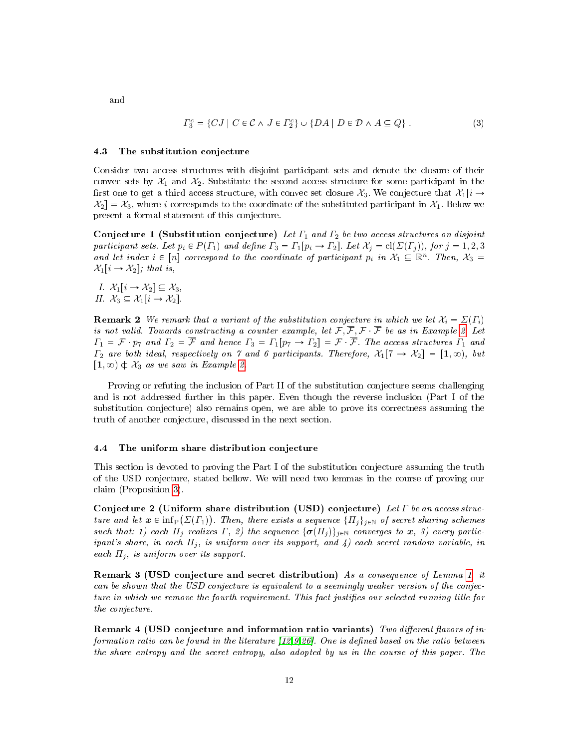and

$$\Gamma_3^c = \{CJ \mid C \in \mathcal{C} \wedge J \in \Gamma_2^c\} \cup \{DA \mid D \in \mathcal{D} \wedge A \subseteq Q\} \,. \tag{3}$$

### 4.3 The substitution conjecture

Consider two access structures with disjoint participant sets and denote the closure of their convec sets by $\mathcal{X}_1$ and $\mathcal{X}_2$. Substitute the second access structure for some participant in the first one to get a third access structure, with convec set closure $\mathcal{X}_3$. We conjecture that $\mathcal{X}_1[i \to \mathcal{X}_2] = \mathcal{X}_3$, where $i$ corresponds to the coordinate of the substituted participant in $\mathcal{X}_1$. Below we present a formal statement of this conjecture.

**Conjecture 1 (Substitution conjecture)** *Let $\Gamma_1$ and $\Gamma_2$ be two access structures on disjoint participant sets. Let $p_i \in P(\Gamma_1)$ and define $\Gamma_3 = \Gamma_1[p_i \to \Gamma_2]$. Let $\mathcal{X}_j = \mathrm{cl}(\Sigma(\Gamma_j))$, for $j = 1, 2, 3$ and let index $i \in [n]$ correspond to the coordinate of participant $p_i$ in $\mathcal{X}_1 \subseteq \mathbb{R}^n$. Then, $\mathcal{X}_3 = \mathcal{X}_1[i \to \mathcal{X}_2]$; that is,*

*I. $\mathcal{X}_1[i \to \mathcal{X}_2] \subseteq \mathcal{X}_3$,*
*II. $\mathcal{X}_3 \subseteq \mathcal{X}_1[i \to \mathcal{X}_2]$.*

**Remark 2** *We remark that a variant of the substitution conjecture in which we let $\mathcal{X}_i = \Sigma(\Gamma_i)$ is not valid. Towards constructing a counter example, let $\mathcal{F}, \overline{\mathcal{F}}, \mathcal{F} \cdot \overline{\mathcal{F}}$ be as in Example 2. Let $\Gamma_1 = \mathcal{F} \cdot p_7$ and $\Gamma_2 = \overline{\mathcal{F}}$ and hence $\Gamma_3 = \Gamma_1[p_7 \to \Gamma_2] = \mathcal{F} \cdot \overline{\mathcal{F}}$. The access structures $\Gamma_1$ and $\Gamma_2$ are both ideal, respectively on 7 and 6 participants. Therefore, $\mathcal{X}_1[7 \to \mathcal{X}_2] = [\mathbf{1}, \infty)$, but $[\mathbf{1}, \infty) \not\subseteq \mathcal{X}_3$ as we saw in Example 2.*

Proving or refuting the inclusion of Part II of the substitution conjecture seems challenging and is not addressed further in this paper. Even though the reverse inclusion (Part I of the substitution conjecture) also remains open, we are able to prove its correctness assuming the truth of another conjecture, discussed in the next section.

### 4.4 The uniform share distribution conjecture

This section is devoted to proving the Part I of the substitution conjecture assuming the truth of the USD conjecture, stated bellow. We will need two lemmas in the course of proving our claim (Proposition 3).

**Conjecture 2 (Uniform share distribution (USD) conjecture)** *Let $\Gamma$ be an access structure and let $\boldsymbol{x} \in \inf_{\mathrm{P}}(\Sigma(\Gamma_1))$. Then, there exists a sequence $\{\Pi_j\}_{j \in \mathbb{N}}$ of secret sharing schemes such that: 1) each $\Pi_j$ realizes $\Gamma$, 2) the sequence $\{\boldsymbol{\sigma}(\Pi_j)\}_{j \in \mathbb{N}}$ converges to $\boldsymbol{x}$, 3) every participant's share, in each $\Pi_j$, is uniform over its support, and 4) each secret random variable, in each $\Pi_j$, is uniform over its support.*

**Remark 3 (USD conjecture and secret distribution)** *As a consequence of Lemma 1, it can be shown that the USD conjecture is equivalent to a seemingly weaker version of the conjecture in which we remove the fourth requirement. This fact justifies our selected running title for the conjecture.*

**Remark 4 (USD conjecture and information ratio variants)** *Two different flavors of information ratio can be found in the literature [12,9,26]. One is defined based on the ratio between the share entropy and the secret entropy, also adopted by us in the course of this paper. The*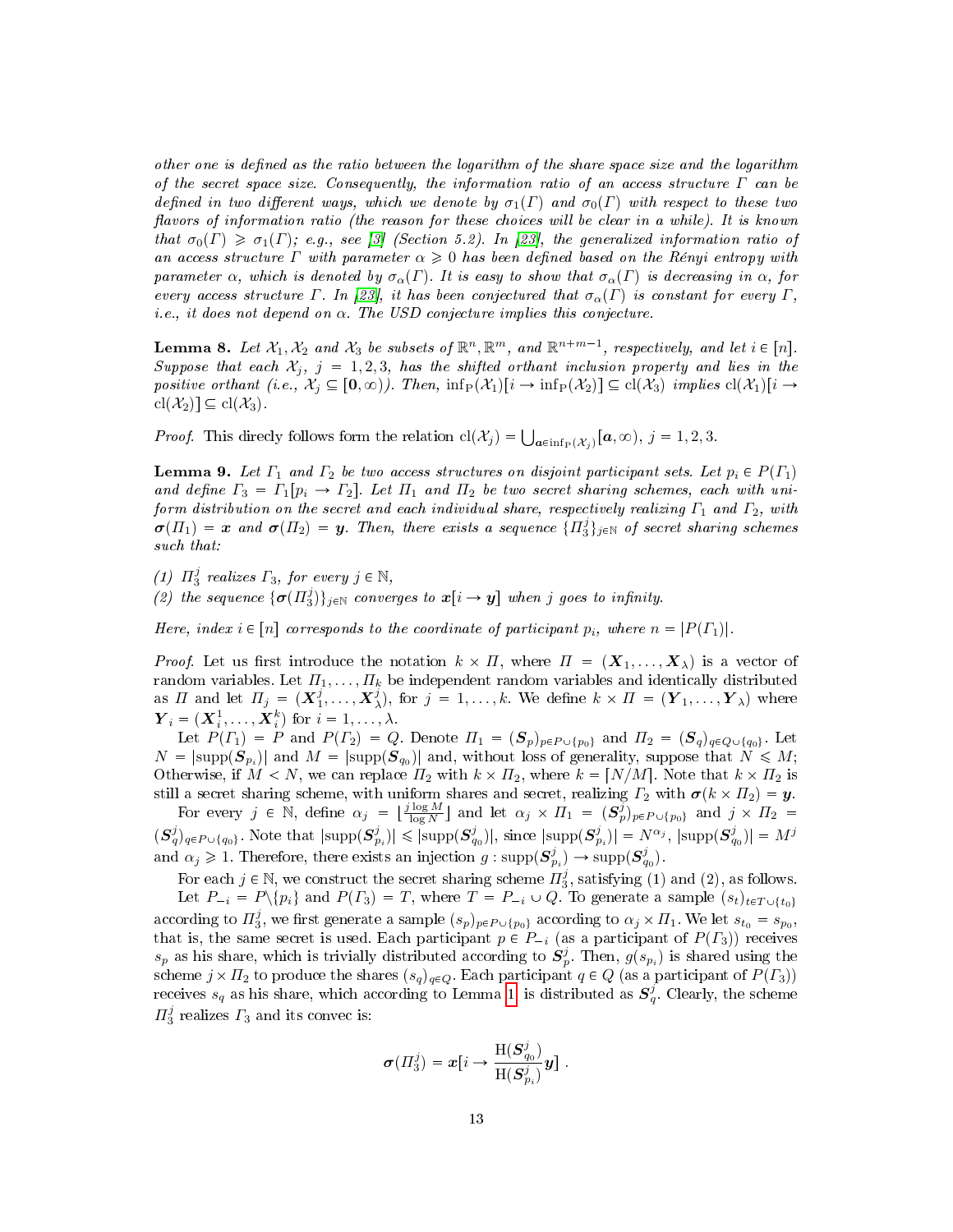*other one is defined as the ratio between the logarithm of the share space size and the logarithm of the secret space size. Consequently, the information ratio of an access structure $\Gamma$ can be defined in two different ways, which we denote by $\sigma_1(\Gamma)$ and $\sigma_0(\Gamma)$ with respect to these two flavors of information ratio (the reason for these choices will be clear in a while). It is known that $\sigma_0(\Gamma) \geqslant \sigma_1(\Gamma)$; e.g., see [3] (Section 5.2). In [23], the generalized information ratio of an access structure $\Gamma$ with parameter $\alpha \geqslant 0$ has been defined based on the Rényi entropy with parameter $\alpha$, which is denoted by $\sigma_\alpha(\Gamma)$. It is easy to show that $\sigma_\alpha(\Gamma)$ is decreasing in $\alpha$, for every access structure $\Gamma$. In [23], it has been conjectured that $\sigma_\alpha(\Gamma)$ is constant for every $\Gamma$, i.e., it does not depend on $\alpha$. The USD conjecture implies this conjecture.*

**Lemma 8.** *Let $\mathcal{X}_1, \mathcal{X}_2$ and $\mathcal{X}_3$ be subsets of $\mathbb{R}^n, \mathbb{R}^m$, and $\mathbb{R}^{n+m-1}$, respectively, and let $i \in [n]$. Suppose that each $\mathcal{X}_j$, $j = 1, 2, 3$, has the shifted orthant inclusion property and lies in the positive orthant (i.e., $\mathcal{X}_j \subseteq [\mathbf{0}, \infty)$). Then, $\inf_{\mathrm{P}}(\mathcal{X}_1)[i \to \inf_{\mathrm{P}}(\mathcal{X}_2)] \subseteq \mathrm{cl}(\mathcal{X}_3)$ implies $\mathrm{cl}(\mathcal{X}_1)[i \to \mathrm{cl}(\mathcal{X}_2)] \subseteq \mathrm{cl}(\mathcal{X}_3)$.*

*Proof.* This direcly follows form the relation $\mathrm{cl}(\mathcal{X}_j) = \bigcup_{\boldsymbol{a} \in \inf_{\mathrm{P}}(\mathcal{X}_j)} [\boldsymbol{a}, \infty)$, $j = 1, 2, 3$.

**Lemma 9.** *Let $\Gamma_1$ and $\Gamma_2$ be two access structures on disjoint participant sets. Let $p_i \in P(\Gamma_1)$ and define $\Gamma_3 = \Gamma_1[p_i \to \Gamma_2]$. Let $\Pi_1$ and $\Pi_2$ be two secret sharing schemes, each with uniform distribution on the secret and each individual share, respectively realizing $\Gamma_1$ and $\Gamma_2$, with $\boldsymbol{\sigma}(\Pi_1) = \boldsymbol{x}$ and $\boldsymbol{\sigma}(\Pi_2) = \boldsymbol{y}$. Then, there exists a sequence $\{\Pi_3^j\}_{j \in \mathbb{N}}$ of secret sharing schemes such that:*

*(1) $\Pi_3^j$ realizes $\Gamma_3$, for every $j \in \mathbb{N}$,*
*(2) the sequence $\{\boldsymbol{\sigma}(\Pi_3^j)\}_{j \in \mathbb{N}}$ converges to $\boldsymbol{x}[i \to \boldsymbol{y}]$ when $j$ goes to infinity.*

*Here, index $i \in [n]$ corresponds to the coordinate of participant $p_i$, where $n = |P(\Gamma_1)|$.*

*Proof.* Let us first introduce the notation $k \times \Pi$, where $\Pi = (\boldsymbol{X}_1, \ldots, \boldsymbol{X}_\lambda)$ is a vector of random variables. Let $\Pi_1, \ldots, \Pi_k$ be independent random variables and identically distributed as $\Pi$ and let $\Pi_j = (\boldsymbol{X}_1^j, \ldots, \boldsymbol{X}_\lambda^j)$, for $j = 1, \ldots, k$. We define $k \times \Pi = (\boldsymbol{Y}_1, \ldots, \boldsymbol{Y}_\lambda)$ where $\boldsymbol{Y}_i = (\boldsymbol{X}_i^1, \ldots, \boldsymbol{X}_i^k)$ for $i = 1, \ldots, \lambda$.

Let $P(\Gamma_1) = P$ and $P(\Gamma_2) = Q$. Denote $\Pi_1 = (\boldsymbol{S}_p)_{p \in P \cup \{p_0\}}$ and $\Pi_2 = (\boldsymbol{S}_q)_{q \in Q \cup \{q_0\}}$. Let $N = |\mathrm{supp}(\boldsymbol{S}_{p_i})|$ and $M = |\mathrm{supp}(\boldsymbol{S}_{q_0})|$ and, without loss of generality, suppose that $N \leqslant M$; Otherwise, if $M < N$, we can replace $\Pi_2$ with $k \times \Pi_2$, where $k = \lceil N/M \rceil$. Note that $k \times \Pi_2$ is still a secret sharing scheme, with uniform shares and secret, realizing $\Gamma_2$ with $\boldsymbol{\sigma}(k \times \Pi_2) = \boldsymbol{y}$.

For every $j \in \mathbb{N}$, define $\alpha_j = \lfloor \frac{j \log M}{\log N} \rfloor$ and let $\alpha_j \times \Pi_1 = (\boldsymbol{S}_p^j)_{p \in P \cup \{p_0\}}$ and $j \times \Pi_2 = (\boldsymbol{S}_q^j)_{q \in P \cup \{q_0\}}$. Note that $|\mathrm{supp}(\boldsymbol{S}_{p_i}^j)| \leqslant |\mathrm{supp}(\boldsymbol{S}_{q_0}^j)|$, since $|\mathrm{supp}(\boldsymbol{S}_{p_i}^j)| = N^{\alpha_j}$, $|\mathrm{supp}(\boldsymbol{S}_{q_0}^j)| = M^j$ and $\alpha_j \geqslant 1$. Therefore, there exists an injection $g : \mathrm{supp}(\boldsymbol{S}_{p_i}^j) \to \mathrm{supp}(\boldsymbol{S}_{q_0}^j)$.

For each $j \in \mathbb{N}$, we construct the secret sharing scheme $\Pi_3^j$, satisfying (1) and (2), as follows.

Let $P_{-i} = P \backslash \{p_i\}$ and $P(\Gamma_3) = T$, where $T = P_{-i} \cup Q$. To generate a sample $(s_t)_{t \in T \cup \{t_0\}}$ according to $\Pi_3^j$, we first generate a sample $(s_p)_{p \in P \cup \{p_0\}}$ according to $\alpha_j \times \Pi_1$. We let $s_{t_0} = s_{p_0}$, that is, the same secret is used. Each participant $p \in P_{-i}$ (as a participant of $P(\Gamma_3)$) receives $s_p$ as his share, which is trivially distributed according to $\boldsymbol{S}_p^j$. Then, $g(s_{p_i})$ is shared using the scheme $j \times \Pi_2$ to produce the shares $(s_q)_{q \in Q}$. Each participant $q \in Q$ (as a participant of $P(\Gamma_3)$) receives $s_q$ as his share, which according to Lemma 1 is distributed as $\boldsymbol{S}_q^j$. Clearly, the scheme $\Pi_3^j$ realizes $\Gamma_3$ and its convec is:

$$\boldsymbol{\sigma}(\Pi_3^j) = \boldsymbol{x}[i \to \frac{\mathrm{H}(\boldsymbol{S}_{q_0}^j)}{\mathrm{H}(\boldsymbol{S}_{p_i}^j)} \boldsymbol{y}] \ .$$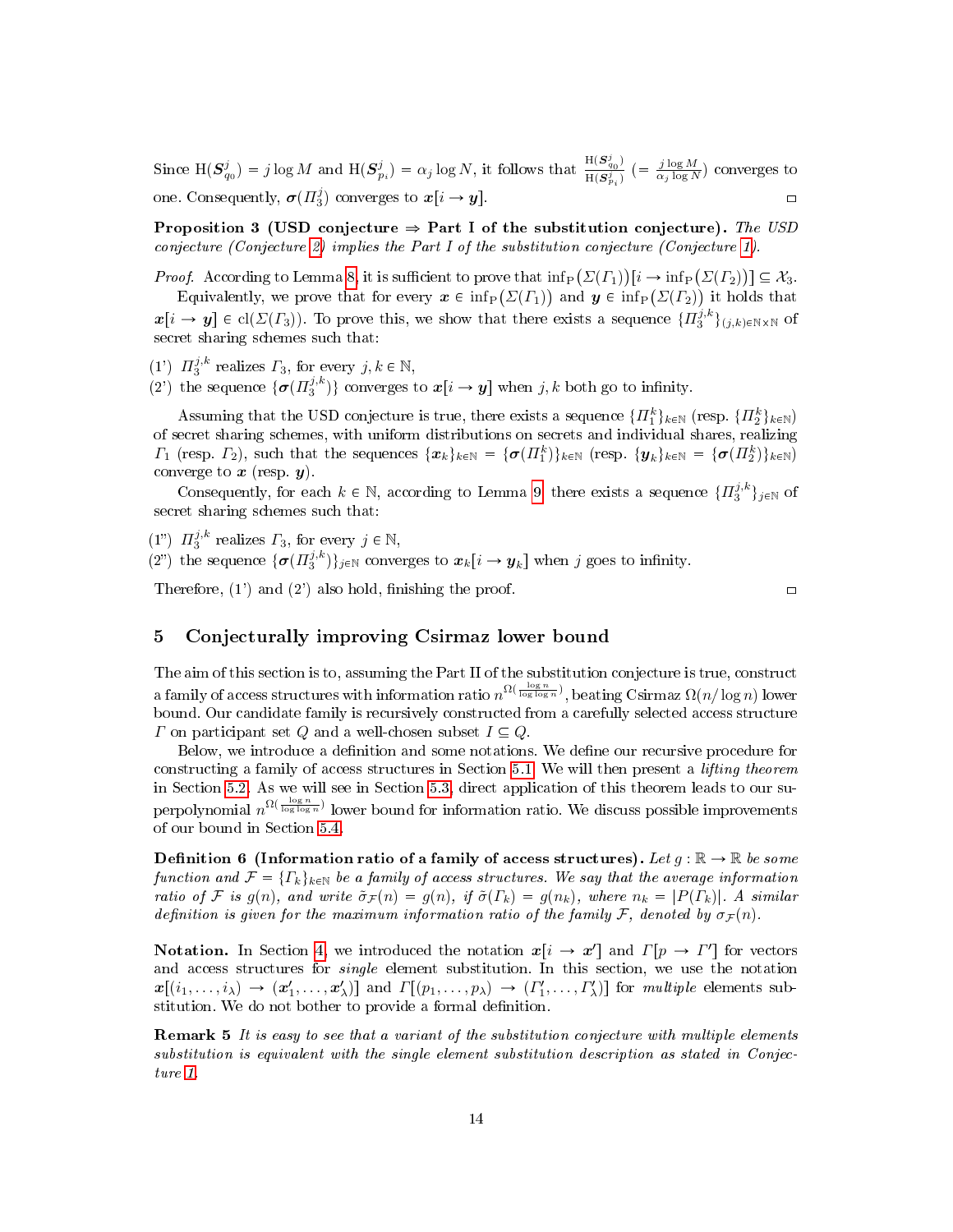Since $\mathrm{H}(\boldsymbol{S}^j_{q_0}) = j \log M$ and $\mathrm{H}(\boldsymbol{S}^j_{p_i}) = \alpha_j \log N$, it follows that $\frac{\mathrm{H}(\boldsymbol{S}^j_{q_0})}{\mathrm{H}(\boldsymbol{S}^j_{p_i})}$ $(= \frac{j \log M}{\alpha_j \log N})$ converges to one. Consequently, $\boldsymbol{\sigma}(\Pi^j_3)$ converges to $\boldsymbol{x}[i \to \boldsymbol{y}]$. ▭

**Proposition 3 (USD conjecture ⇒ Part I of the substitution conjecture).** *The USD conjecture (Conjecture 2) implies the Part I of the substitution conjecture (Conjecture 1).*

*Proof.* According to Lemma 8, it is sufficient to prove that $\inf_{\mathrm{P}}\big(\Sigma(\Gamma_1)\big)[i \to \inf_{\mathrm{P}}\big(\Sigma(\Gamma_2)\big)] \subseteq \mathcal{X}_3$.

Equivalently, we prove that for every $\boldsymbol{x} \in \inf_{\mathrm{P}}\big(\Sigma(\Gamma_1)\big)$ and $\boldsymbol{y} \in \inf_{\mathrm{P}}\big(\Sigma(\Gamma_2)\big)$ it holds that $\boldsymbol{x}[i \to \boldsymbol{y}] \in \mathrm{cl}(\Sigma(\Gamma_3))$. To prove this, we show that there exists a sequence $\{\Pi_3^{j,k}\}_{(j,k)\in\mathbb{N}\times\mathbb{N}}$ of secret sharing schemes such that:

(1') $\Pi_3^{j,k}$ realizes $\Gamma_3$, for every $j, k \in \mathbb{N}$,
(2') the sequence $\{\boldsymbol{\sigma}(\Pi_3^{j,k})\}$ converges to $\boldsymbol{x}[i \to \boldsymbol{y}]$ when $j, k$ both go to infinity.

Assuming that the USD conjecture is true, there exists a sequence $\{\Pi_1^k\}_{k\in\mathbb{N}}$ (resp. $\{\Pi_2^k\}_{k\in\mathbb{N}}$) of secret sharing schemes, with uniform distributions on secrets and individual shares, realizing $\Gamma_1$ (resp. $\Gamma_2$), such that the sequences $\{\boldsymbol{x}_k\}_{k\in\mathbb{N}} = \{\boldsymbol{\sigma}(\Pi_1^k)\}_{k\in\mathbb{N}}$ (resp. $\{\boldsymbol{y}_k\}_{k\in\mathbb{N}} = \{\boldsymbol{\sigma}(\Pi_2^k)\}_{k\in\mathbb{N}}$) converge to $\boldsymbol{x}$ (resp. $\boldsymbol{y}$).

Consequently, for each $k \in \mathbb{N}$, according to Lemma 9, there exists a sequence $\{\Pi_3^{j,k}\}_{j\in\mathbb{N}}$ of secret sharing schemes such that:

(1") $\Pi_3^{j,k}$ realizes $\Gamma_3$, for every $j \in \mathbb{N}$,
(2") the sequence $\{\boldsymbol{\sigma}(\Pi_3^{j,k})\}_{j\in\mathbb{N}}$ converges to $\boldsymbol{x}_k[i \to \boldsymbol{y}_k]$ when $j$ goes to infinity.

Therefore, (1') and (2') also hold, finishing the proof. ▭

## 5 Conjecturally improving Csirmaz lower bound

The aim of this section is to, assuming the Part II of the substitution conjecture is true, construct a family of access structures with information ratio $n^{\Omega(\frac{\log n}{\log\log n})}$, beating Csirmaz $\Omega(n/\log n)$ lower bound. Our candidate family is recursively constructed from a carefully selected access structure $\Gamma$ on participant set $Q$ and a well-chosen subset $I \subseteq Q$.

Below, we introduce a definition and some notations. We define our recursive procedure for constructing a family of access structures in Section 5.1. We will then present a *lifting theorem* in Section 5.2. As we will see in Section 5.3, direct application of this theorem leads to our superpolynomial $n^{\Omega(\frac{\log n}{\log\log n})}$ lower bound for information ratio. We discuss possible improvements of our bound in Section 5.4.

**Definition 6 (Information ratio of a family of access structures).** *Let $g : \mathbb{R} \to \mathbb{R}$ be some function and $\mathcal{F} = \{\Gamma_k\}_{k\in\mathbb{N}}$ be a family of access structures. We say that the average information ratio of $\mathcal{F}$ is $g(n)$, and write $\tilde{\sigma}_{\mathcal{F}}(n) = g(n)$, if $\tilde{\sigma}(\Gamma_k) = g(n_k)$, where $n_k = |P(\Gamma_k)|$. A similar definition is given for the maximum information ratio of the family $\mathcal{F}$, denoted by $\sigma_{\mathcal{F}}(n)$.*

**Notation.** In Section 4, we introduced the notation $\boldsymbol{x}[i \to \boldsymbol{x}']$ and $\Gamma[p \to \Gamma']$ for vectors and access structures for *single* element substitution. In this section, we use the notation $\boldsymbol{x}[(i_1, \ldots, i_\lambda) \to (\boldsymbol{x}'_1, \ldots, \boldsymbol{x}'_\lambda)]$ and $\Gamma[(p_1, \ldots, p_\lambda) \to (\Gamma'_1, \ldots, \Gamma'_\lambda)]$ for *multiple* elements substitution. We do not bother to provide a formal definition.

**Remark 5** *It is easy to see that a variant of the substitution conjecture with multiple elements substitution is equivalent with the single element substitution description as stated in Conjecture 1.*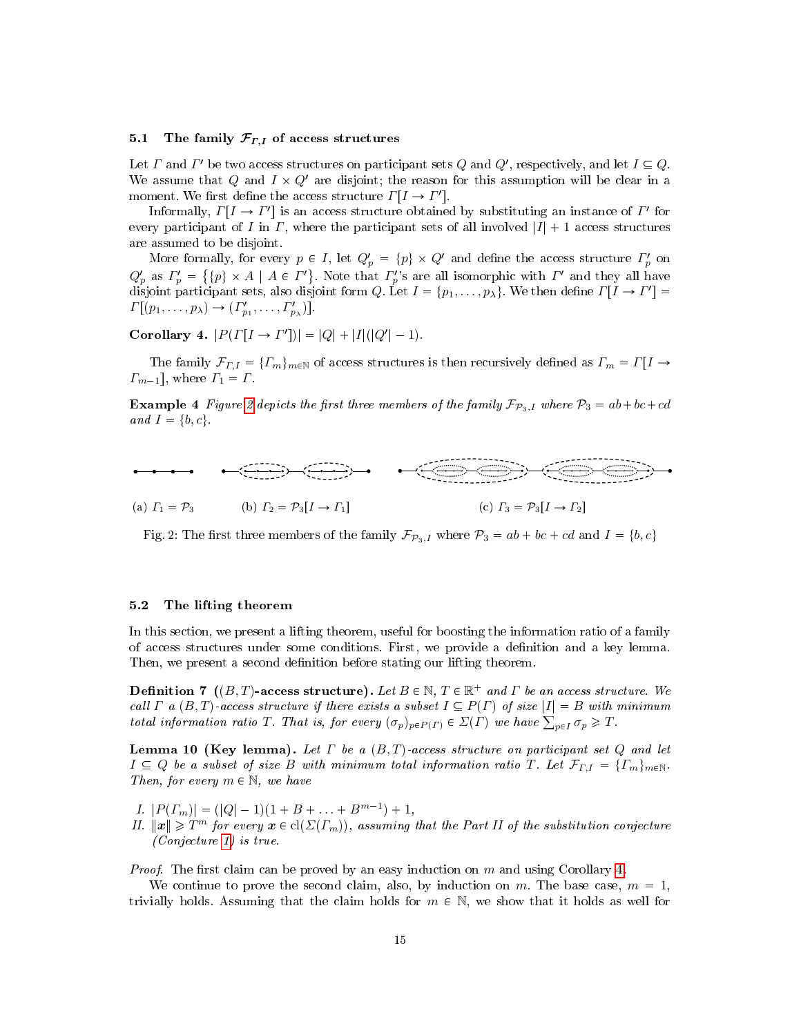### 5.1 The family $\mathcal{F}_{\Gamma,I}$ of access structures

Let $\Gamma$ and $\Gamma'$ be two access structures on participant sets $Q$ and $Q'$, respectively, and let $I \subseteq Q$. We assume that $Q$ and $I \times Q'$ are disjoint; the reason for this assumption will be clear in a moment. We first define the access structure $\Gamma[I \to \Gamma']$.

Informally, $\Gamma[I \to \Gamma']$ is an access structure obtained by substituting an instance of $\Gamma'$ for every participant of $I$ in $\Gamma$, where the participant sets of all involved $|I| + 1$ access structures are assumed to be disjoint.

More formally, for every $p \in I$, let $Q'_p = \{p\} \times Q'$ and define the access structure $\Gamma'_p$ on $Q'_p$ as $\Gamma'_p = \{\{p\} \times A \mid A \in \Gamma'\}$. Note that $\Gamma'_p$'s are all isomorphic with $\Gamma'$ and they all have disjoint participant sets, also disjoint form $Q$. Let $I = \{p_1, \ldots, p_\lambda\}$. We then define $\Gamma[I \to \Gamma'] = \Gamma[(p_1, \ldots, p_\lambda) \to (\Gamma'_{p_1}, \ldots, \Gamma'_{p_\lambda})]$.

**Corollary 4.** $|P(\Gamma[I \to \Gamma'])| = |Q| + |I|(|Q'| - 1)$.

The family $\mathcal{F}_{\Gamma,I} = \{\Gamma_m\}_{m \in \mathbb{N}}$ of access structures is then recursively defined as $\Gamma_m = \Gamma[I \to \Gamma_{m-1}]$, where $\Gamma_1 = \Gamma$.

**Example 4** *Figure 2 depicts the first three members of the family $\mathcal{F}_{\mathcal{P}_3,I}$ where $\mathcal{P}_3 = ab + bc + cd$ and $I = \{b, c\}$.*

(a) $\Gamma_1 = \mathcal{P}_3$ (b) $\Gamma_2 = \mathcal{P}_3[I \to \Gamma_1]$ (c) $\Gamma_3 = \mathcal{P}_3[I \to \Gamma_2]$

Fig. 2: The first three members of the family $\mathcal{F}_{\mathcal{P}_3,I}$ where $\mathcal{P}_3 = ab + bc + cd$ and $I = \{b, c\}$

### 5.2 The lifting theorem

In this section, we present a lifting theorem, useful for boosting the information ratio of a family of access structures under some conditions. First, we provide a definition and a key lemma. Then, we present a second definition before stating our lifting theorem.

**Definition 7 ($(B, T)$-access structure).** *Let $B \in \mathbb{N}$, $T \in \mathbb{R}^+$ and $\Gamma$ be an access structure. We call $\Gamma$ a $(B, T)$-access structure if there exists a subset $I \subseteq P(\Gamma)$ of size $|I| = B$ with minimum total information ratio $T$. That is, for every $(\sigma_p)_{p \in P(\Gamma)} \in \Sigma(\Gamma)$ we have $\sum_{p \in I} \sigma_p \geqslant T$.*

**Lemma 10 (Key lemma).** *Let $\Gamma$ be a $(B, T)$-access structure on participant set $Q$ and let $I \subseteq Q$ be a subset of size $B$ with minimum total information ratio $T$. Let $\mathcal{F}_{\Gamma,I} = \{\Gamma_m\}_{m \in \mathbb{N}}$. Then, for every $m \in \mathbb{N}$, we have*

*I. $|P(\Gamma_m)| = (|Q| - 1)(1 + B + \ldots + B^{m-1}) + 1$,*
*II. $\|\boldsymbol{x}\| \geqslant T^m$ for every $\boldsymbol{x} \in \mathrm{cl}(\Sigma(\Gamma_m))$, assuming that the Part II of the substitution conjecture (Conjecture 1) is true.*

*Proof.* The first claim can be proved by an easy induction on $m$ and using Corollary 4.

We continue to prove the second claim, also, by induction on $m$. The base case, $m = 1$, trivially holds. Assuming that the claim holds for $m \in \mathbb{N}$, we show that it holds as well for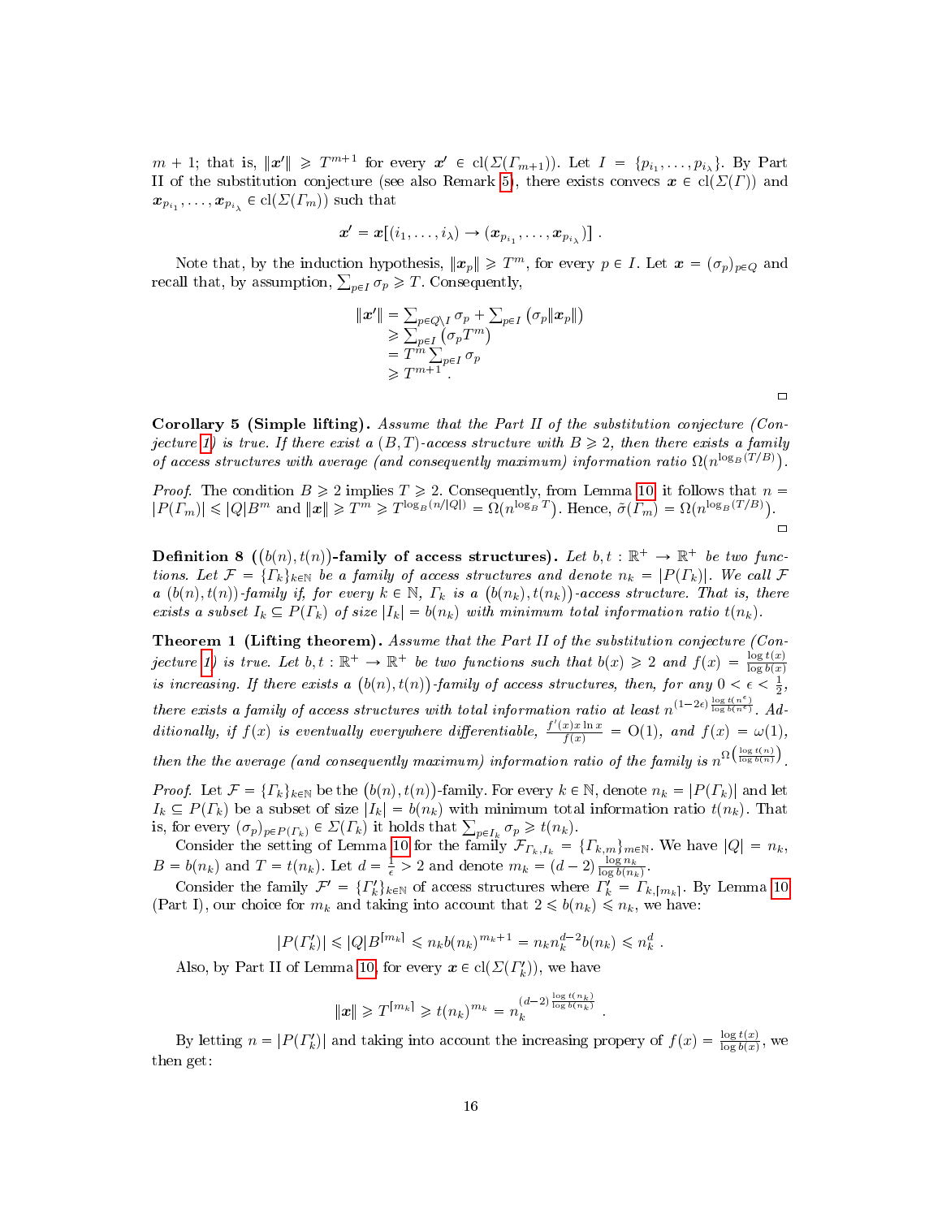$m+1$; that is, $\|\boldsymbol{x}'\| \geqslant T^{m+1}$ for every $\boldsymbol{x}' \in \mathrm{cl}(\Sigma(\Gamma_{m+1}))$. Let $I = \{p_{i_1}, \ldots, p_{i_\lambda}\}$. By Part II of the substitution conjecture (see also Remark 5), there exists convecs $\boldsymbol{x} \in \mathrm{cl}(\Sigma(\Gamma))$ and $\boldsymbol{x}_{p_{i_1}}, \ldots, \boldsymbol{x}_{p_{i_\lambda}} \in \mathrm{cl}(\Sigma(\Gamma_m))$ such that

$$\boldsymbol{x}' = \boldsymbol{x}[(i_1, \ldots, i_\lambda) \to (\boldsymbol{x}_{p_{i_1}}, \ldots, \boldsymbol{x}_{p_{i_\lambda}})] \ .$$

Note that, by the induction hypothesis, $\|\boldsymbol{x}_p\| \geqslant T^m$, for every $p \in I$. Let $\boldsymbol{x} = (\sigma_p)_{p\in Q}$ and recall that, by assumption, $\sum_{p\in I} \sigma_p \geqslant T$. Consequently,

$$\begin{aligned}
\|\boldsymbol{x}'\| &= \textstyle\sum_{p\in Q\setminus I} \sigma_p + \sum_{p\in I} \left(\sigma_p \|\boldsymbol{x}_p\|\right) \\
&\geqslant \textstyle\sum_{p\in I} \left(\sigma_p T^m\right) \\
&= T^m \textstyle\sum_{p\in I} \sigma_p \\
&\geqslant T^{m+1} .
\end{aligned}$$

□

**Corollary 5 (Simple lifting).** *Assume that the Part II of the substitution conjecture (Conjecture 1) is true. If there exist a $(B,T)$-access structure with $B \geqslant 2$, then there exists a family of access structures with average (and consequently maximum) information ratio $\Omega(n^{\log_B(T/B)})$.*

*Proof.* The condition $B \geqslant 2$ implies $T \geqslant 2$. Consequently, from Lemma 10 it follows that $n = |P(\Gamma_m)| \leqslant |Q| B^m$ and $\|\boldsymbol{x}\| \geqslant T^m \geqslant T^{\log_B(n/|Q|)} = \Omega(n^{\log_B T})$. Hence, $\tilde{\sigma}(\Gamma_m) = \Omega(n^{\log_B(T/B)})$. □

**Definition 8 ($(b(n), t(n))$-family of access structures).** *Let $b, t : \mathbb{R}^+ \to \mathbb{R}^+$ be two functions. Let $\mathcal{F} = \{\Gamma_k\}_{k\in\mathbb{N}}$ be a family of access structures and denote $n_k = |P(\Gamma_k)|$. We call $\mathcal{F}$ a $(b(n), t(n))$-family if, for every $k \in \mathbb{N}$, $\Gamma_k$ is a $(b(n_k), t(n_k))$-access structure. That is, there exists a subset $I_k \subseteq P(\Gamma_k)$ of size $|I_k| = b(n_k)$ with minimum total information ratio $t(n_k)$.*

**Theorem 1 (Lifting theorem).** *Assume that the Part II of the substitution conjecture (Conjecture 1) is true. Let $b, t : \mathbb{R}^+ \to \mathbb{R}^+$ be two functions such that $b(x) \geqslant 2$ and $f(x) = \frac{\log t(x)}{\log b(x)}$ is increasing. If there exists a $(b(n), t(n))$-family of access structures, then, for any $0 < \epsilon < \frac{1}{2}$, there exists a family of access structures with total information ratio at least $n^{(1-2\epsilon)\frac{\log t(n^\epsilon)}{\log b(n^\epsilon)}}$. Additionally, if $f(x)$ is eventually everywhere differentiable, $\frac{f'(x) x \ln x}{f(x)} = \mathrm{O}(1)$, and $f(x) = \omega(1)$, then the the average (and consequently maximum) information ratio of the family is $n^{\Omega\left(\frac{\log t(n)}{\log b(n)}\right)}$.*

*Proof.* Let $\mathcal{F} = \{\Gamma_k\}_{k\in\mathbb{N}}$ be the $(b(n), t(n))$-family. For every $k \in \mathbb{N}$, denote $n_k = |P(\Gamma_k)|$ and let $I_k \subseteq P(\Gamma_k)$ be a subset of size $|I_k| = b(n_k)$ with minimum total information ratio $t(n_k)$. That is, for every $(\sigma_p)_{p\in P(\Gamma_k)} \in \Sigma(\Gamma_k)$ it holds that $\sum_{p\in I_k} \sigma_p \geqslant t(n_k)$.

Consider the setting of Lemma 10 for the family $\mathcal{F}_{\Gamma_k, I_k} = \{\Gamma_{k,m}\}_{m\in\mathbb{N}}$. We have $|Q| = n_k$, $B = b(n_k)$ and $T = t(n_k)$. Let $d = \frac{1}{\epsilon} > 2$ and denote $m_k = (d-2)\frac{\log n_k}{\log b(n_k)}$.

Consider the family $\mathcal{F}' = \{\Gamma'_k\}_{k\in\mathbb{N}}$ of access structures where $\Gamma'_k = \Gamma_{k,\lceil m_k\rceil}$. By Lemma 10 (Part I), our choice for $m_k$ and taking into account that $2 \leqslant b(n_k) \leqslant n_k$, we have:

$$|P(\Gamma'_k)| \leqslant |Q| B^{\lceil m_k\rceil} \leqslant n_k b(n_k)^{m_k+1} = n_k n_k^{d-2} b(n_k) \leqslant n_k^d \ .$$

Also, by Part II of Lemma 10, for every $\boldsymbol{x} \in \mathrm{cl}(\Sigma(\Gamma'_k))$, we have

$$\|\boldsymbol{x}\| \geqslant T^{\lceil m_k\rceil} \geqslant t(n_k)^{m_k} = n_k^{(d-2)\frac{\log t(n_k)}{\log b(n_k)}} \ .$$

By letting $n = |P(\Gamma'_k)|$ and taking into account the increasing propery of $f(x) = \frac{\log t(x)}{\log b(x)}$, we then get: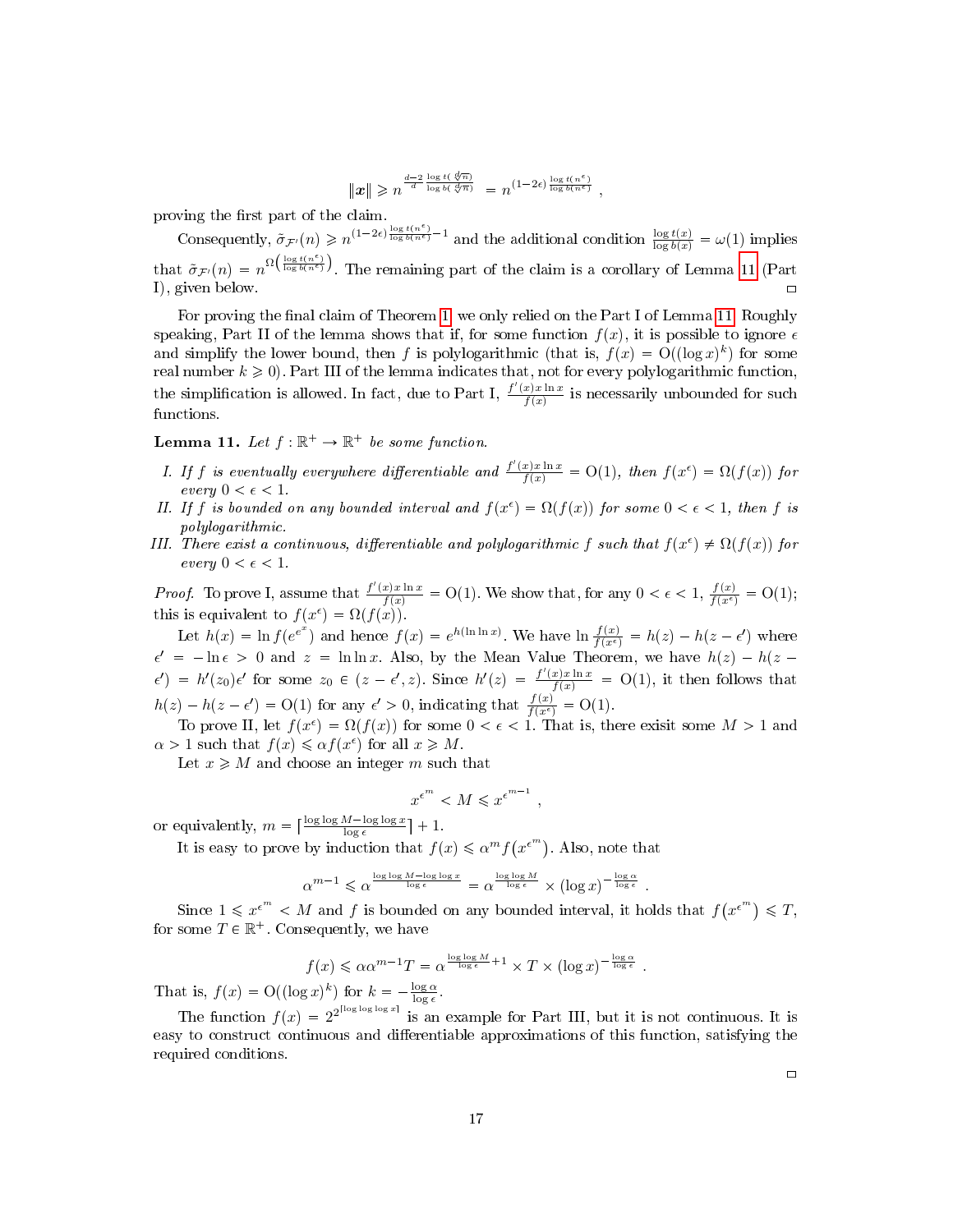$$\|\boldsymbol{x}\| \geqslant n^{\frac{d-2}{d} \frac{\log t(\sqrt[d]{n})}{\log b(\sqrt[d]{n})}} = n^{(1-2\epsilon)\frac{\log t(n^{\epsilon})}{\log b(n^{\epsilon})}} ,$$

proving the first part of the claim.

Consequently, $\tilde{\sigma}_{\mathcal{F}'}(n) \geqslant n^{(1-2\epsilon)\frac{\log t(n^{\epsilon})}{\log b(n^{\epsilon})}-1}$ and the additional condition $\frac{\log t(x)}{\log b(x)} = \omega(1)$ implies that $\tilde{\sigma}_{\mathcal{F}'}(n) = n^{\Omega\left(\frac{\log t(n^{\epsilon})}{\log b(n^{\epsilon})}\right)}$. The remaining part of the claim is a corollary of Lemma 11 (Part I), given below. □

For proving the final claim of Theorem 1, we only relied on the Part I of Lemma 11. Roughly speaking, Part II of the lemma shows that if, for some function $f(x)$, it is possible to ignore $\epsilon$ and simplify the lower bound, then $f$ is polylogarithmic (that is, $f(x) = \mathrm{O}((\log x)^k)$ for some real number $k \geqslant 0$). Part III of the lemma indicates that, not for every polylogarithmic function, the simplification is allowed. In fact, due to Part I, $\frac{f'(x) x \ln x}{f(x)}$ is necessarily unbounded for such functions.

**Lemma 11.** *Let $f : \mathbb{R}^+ \to \mathbb{R}^+$ be some function.*

I. *If $f$ is eventually everywhere differentiable and $\frac{f'(x) x \ln x}{f(x)} = \mathrm{O}(1)$, then $f(x^\epsilon) = \Omega(f(x))$ for every $0 < \epsilon < 1$.*

II. *If $f$ is bounded on any bounded interval and $f(x^\epsilon) = \Omega(f(x))$ for some $0 < \epsilon < 1$, then $f$ is polylogarithmic.*

III. *There exist a continuous, differentiable and polylogarithmic $f$ such that $f(x^\epsilon) \neq \Omega(f(x))$ for every $0 < \epsilon < 1$.*

*Proof.* To prove I, assume that $\frac{f'(x) x \ln x}{f(x)} = \mathrm{O}(1)$. We show that, for any $0 < \epsilon < 1$, $\frac{f(x)}{f(x^\epsilon)} = \mathrm{O}(1)$; this is equivalent to $f(x^\epsilon) = \Omega(f(x))$.

Let $h(x) = \ln f(e^{e^x})$ and hence $f(x) = e^{h(\ln \ln x)}$. We have $\ln \frac{f(x)}{f(x^\epsilon)} = h(z) - h(z - \epsilon')$ where $\epsilon' = -\ln \epsilon > 0$ and $z = \ln \ln x$. Also, by the Mean Value Theorem, we have $h(z) - h(z - \epsilon') = h'(z_0)\epsilon'$ for some $z_0 \in (z - \epsilon', z)$. Since $h'(z) = \frac{f'(x) x \ln x}{f(x)} = \mathrm{O}(1)$, it then follows that $h(z) - h(z - \epsilon') = \mathrm{O}(1)$ for any $\epsilon' > 0$, indicating that $\frac{f(x)}{f(x^\epsilon)} = \mathrm{O}(1)$.

To prove II, let $f(x^\epsilon) = \Omega(f(x))$ for some $0 < \epsilon < 1$. That is, there exisit some $M > 1$ and $\alpha > 1$ such that $f(x) \leqslant \alpha f(x^\epsilon)$ for all $x \geqslant M$.

Let $x \geqslant M$ and choose an integer $m$ such that

$$x^{\epsilon^m} < M \leqslant x^{\epsilon^{m-1}} ,$$

or equivalently, $m = \lceil \frac{\log \log M - \log \log x}{\log \epsilon} \rceil + 1$.

It is easy to prove by induction that $f(x) \leqslant \alpha^m f(x^{\epsilon^m})$. Also, note that

$$\alpha^{m-1} \leqslant \alpha^{\frac{\log \log M - \log \log x}{\log \epsilon}} = \alpha^{\frac{\log \log M}{\log \epsilon}} \times (\log x)^{-\frac{\log \alpha}{\log \epsilon}} .$$

Since $1 \leqslant x^{\epsilon^m} < M$ and $f$ is bounded on any bounded interval, it holds that $f(x^{\epsilon^m}) \leqslant T$, for some $T \in \mathbb{R}^+$. Consequently, we have

$$f(x) \leqslant \alpha \alpha^{m-1} T = \alpha^{\frac{\log \log M}{\log \epsilon}+1} \times T \times (\log x)^{-\frac{\log \alpha}{\log \epsilon}} .$$

That is, $f(x) = \mathrm{O}((\log x)^k)$ for $k = -\frac{\log \alpha}{\log \epsilon}$.

The function $f(x) = 2^{2^{\lceil \log \log \log x \rceil}}$ is an example for Part III, but it is not continuous. It is easy to construct continuous and differentiable approximations of this function, satisfying the required conditions. □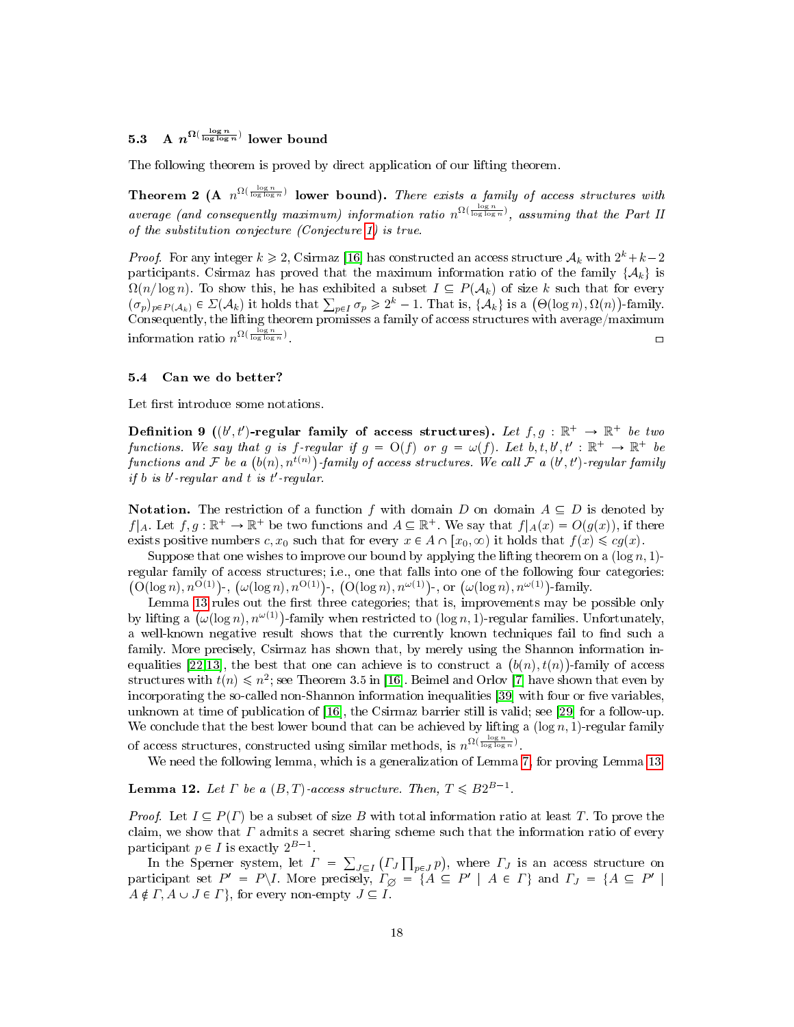### 5.3 A $n^{\Omega(\frac{\log n}{\log\log n})}$ lower bound

The following theorem is proved by direct application of our lifting theorem.

**Theorem 2 (A $n^{\Omega(\frac{\log n}{\log\log n})}$ lower bound).** *There exists a family of access structures with average (and consequently maximum) information ratio $n^{\Omega(\frac{\log n}{\log\log n})}$, assuming that the Part II of the substitution conjecture (Conjecture 1) is true.*

*Proof.* For any integer $k \geqslant 2$, Csirmaz [16] has constructed an access structure $\mathcal{A}_k$ with $2^k + k - 2$ participants. Csirmaz has proved that the maximum information ratio of the family $\{\mathcal{A}_k\}$ is $\Omega(n/\log n)$. To show this, he has exhibited a subset $I \subseteq P(\mathcal{A}_k)$ of size $k$ such that for every $(\sigma_p)_{p\in P(\mathcal{A}_k)} \in \Sigma(\mathcal{A}_k)$ it holds that $\sum_{p\in I} \sigma_p \geqslant 2^k - 1$. That is, $\{\mathcal{A}_k\}$ is a $\big(\Theta(\log n), \Omega(n)\big)$-family. Consequently, the lifting theorem promisses a family of access structures with average/maximum information ratio $n^{\Omega(\frac{\log n}{\log\log n})}$. ◻

### 5.4 Can we do better?

Let first introduce some notations.

**Definition 9 ($(b', t')$-regular family of access structures).** *Let $f, g : \mathbb{R}^+ \to \mathbb{R}^+$ be two functions. We say that $g$ is $f$-regular if $g = \mathrm{O}(f)$ or $g = \omega(f)$. Let $b, t, b', t' : \mathbb{R}^+ \to \mathbb{R}^+$ be functions and $\mathcal{F}$ be a $\big(b(n), n^{t(n)}\big)$-family of access structures. We call $\mathcal{F}$ a $(b', t')$-regular family if $b$ is $b'$-regular and $t$ is $t'$-regular.*

**Notation.** The restriction of a function $f$ with domain $D$ on domain $A \subseteq D$ is denoted by $f|_A$. Let $f, g : \mathbb{R}^+ \to \mathbb{R}^+$ be two functions and $A \subseteq \mathbb{R}^+$. We say that $f|_A(x) = O(g(x))$, if there exists positive numbers $c, x_0$ such that for every $x \in A \cap [x_0, \infty)$ it holds that $f(x) \leqslant cg(x)$.

Suppose that one wishes to improve our bound by applying the lifting theorem on a $(\log n, 1)$-regular family of access structures; i.e., one that falls into one of the following four categories: $\big(\mathrm{O}(\log n), n^{\mathrm{O}(1)}\big)$-, $\big(\omega(\log n), n^{\mathrm{O}(1)}\big)$-, $\big(\mathrm{O}(\log n), n^{\omega(1)}\big)$-, or $\big(\omega(\log n), n^{\omega(1)}\big)$-family.

Lemma 13 rules out the first three categories; that is, improvements may be possible only by lifting a $\big(\omega(\log n), n^{\omega(1)}\big)$-family when restricted to $(\log n, 1)$-regular families. Unfortunately, a well-known negative result shows that the currently known techniques fail to find such a family. More precisely, Csirmaz has shown that, by merely using the Shannon information inequalities [22,13], the best that one can achieve is to construct a $\big(b(n), t(n)\big)$-family of access structures with $t(n) \leqslant n^2$; see Theorem 3.5 in [16]. Beimel and Orlov [7] have shown that even by incorporating the so-called non-Shannon information inequalities [39] with four or five variables, unknown at time of publication of [16], the Csirmaz barrier still is valid; see [29] for a follow-up. We conclude that the best lower bound that can be achieved by lifting a $(\log n, 1)$-regular family of access structures, constructed using similar methods, is $n^{\Omega(\frac{\log n}{\log\log n})}$.

We need the following lemma, which is a generalization of Lemma 7, for proving Lemma 13.

**Lemma 12.** *Let $\Gamma$ be a $(B, T)$-access structure. Then, $T \leqslant B2^{B-1}$.*

*Proof.* Let $I \subseteq P(\Gamma)$ be a subset of size $B$ with total information ratio at least $T$. To prove the claim, we show that $\Gamma$ admits a secret sharing scheme such that the information ratio of every participant $p \in I$ is exactly $2^{B-1}$.

In the Sperner system, let $\Gamma = \sum_{J\subseteq I} \big(\Gamma_J \prod_{p\in J} p\big)$, where $\Gamma_J$ is an access structure on participant set $P' = P\backslash I$. More precisely, $\Gamma_\varnothing = \{A \subseteq P' \mid A \in \Gamma\}$ and $\Gamma_J = \{A \subseteq P' \mid A \notin \Gamma, A \cup J \in \Gamma\}$, for every non-empty $J \subseteq I$.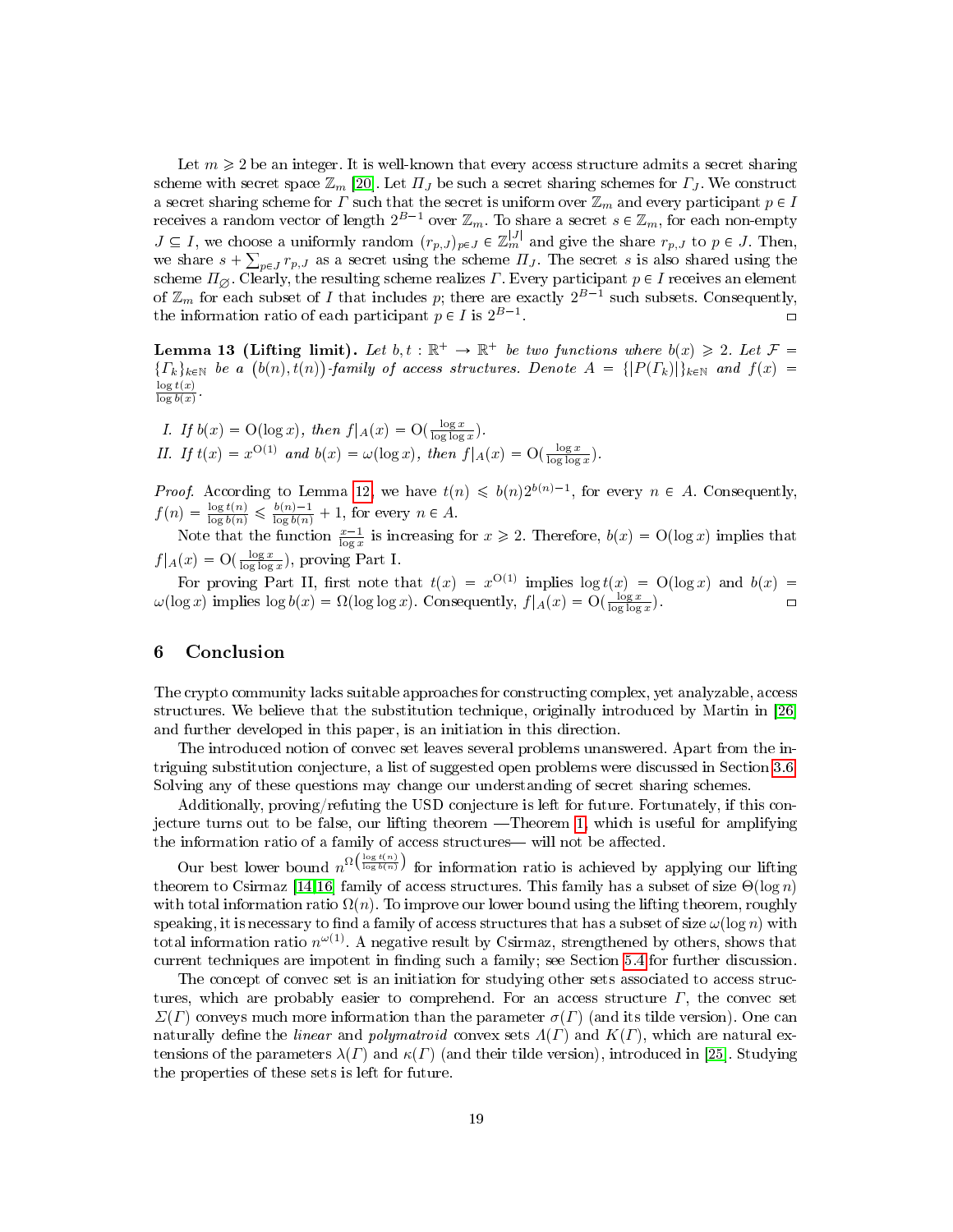Let $m \geqslant 2$ be an integer. It is well-known that every access structure admits a secret sharing scheme with secret space $\mathbb{Z}_m$ [20]. Let $\Pi_J$ be such a secret sharing schemes for $\Gamma_J$. We construct a secret sharing scheme for $\Gamma$ such that the secret is uniform over $\mathbb{Z}_m$ and every participant $p \in I$ receives a random vector of length $2^{B-1}$ over $\mathbb{Z}_m$. To share a secret $s \in \mathbb{Z}_m$, for each non-empty $J \subseteq I$, we choose a uniformly random $(r_{p,J})_{p \in J} \in \mathbb{Z}_m^{|J|}$ and give the share $r_{p,J}$ to $p \in J$. Then, we share $s + \sum_{p \in J} r_{p,J}$ as a secret using the scheme $\Pi_J$. The secret $s$ is also shared using the scheme $\Pi_\varnothing$. Clearly, the resulting scheme realizes $\Gamma$. Every participant $p \in I$ receives an element of $\mathbb{Z}_m$ for each subset of $I$ that includes $p$; there are exactly $2^{B-1}$ such subsets. Consequently, the information ratio of each participant $p \in I$ is $2^{B-1}$. $\square$

**Lemma 13 (Lifting limit).** *Let $b, t : \mathbb{R}^+ \to \mathbb{R}^+$ be two functions where $b(x) \geqslant 2$. Let $\mathcal{F} = \{\Gamma_k\}_{k \in \mathbb{N}}$ be a $\big(b(n), t(n)\big)$-family of access structures. Denote $A = \{|P(\Gamma_k)|\}_{k \in \mathbb{N}}$ and $f(x) = \frac{\log t(x)}{\log b(x)}$.*

*I. If $b(x) = \mathrm{O}(\log x)$, then $f|_A(x) = \mathrm{O}(\frac{\log x}{\log \log x})$.*
*II. If $t(x) = x^{\mathrm{O}(1)}$ and $b(x) = \omega(\log x)$, then $f|_A(x) = \mathrm{O}(\frac{\log x}{\log \log x})$.*

*Proof.* According to Lemma 12, we have $t(n) \leqslant b(n)2^{b(n)-1}$, for every $n \in A$. Consequently, $f(n) = \frac{\log t(n)}{\log b(n)} \leqslant \frac{b(n)-1}{\log b(n)} + 1$, for every $n \in A$.

Note that the function $\frac{x-1}{\log x}$ is increasing for $x \geqslant 2$. Therefore, $b(x) = \mathrm{O}(\log x)$ implies that $f|_A(x) = \mathrm{O}(\frac{\log x}{\log \log x})$, proving Part I.

For proving Part II, first note that $t(x) = x^{\mathrm{O}(1)}$ implies $\log t(x) = \mathrm{O}(\log x)$ and $b(x) = \omega(\log x)$ implies $\log b(x) = \Omega(\log \log x)$. Consequently, $f|_A(x) = \mathrm{O}(\frac{\log x}{\log \log x})$. $\square$

## 6 Conclusion

The crypto community lacks suitable approaches for constructing complex, yet analyzable, access structures. We believe that the substitution technique, originally introduced by Martin in [26] and further developed in this paper, is an initiation in this direction.

The introduced notion of convec set leaves several problems unanswered. Apart from the intriguing substitution conjecture, a list of suggested open problems were discussed in Section 3.6. Solving any of these questions may change our understanding of secret sharing schemes.

Additionally, proving/refuting the USD conjecture is left for future. Fortunately, if this conjecture turns out to be false, our lifting theorem —Theorem 1, which is useful for amplifying the information ratio of a family of access structures— will not be affected.

Our best lower bound $n^{\Omega\left(\frac{\log t(n)}{\log b(n)}\right)}$ for information ratio is achieved by applying our lifting theorem to Csirmaz [14,16] family of access structures. This family has a subset of size $\Theta(\log n)$ with total information ratio $\Omega(n)$. To improve our lower bound using the lifting theorem, roughly speaking, it is necessary to find a family of access structures that has a subset of size $\omega(\log n)$ with total information ratio $n^{\omega(1)}$. A negative result by Csirmaz, strengthened by others, shows that current techniques are impotent in finding such a family; see Section 5.4 for further discussion.

The concept of convec set is an initiation for studying other sets associated to access structures, which are probably easier to comprehend. For an access structure $\Gamma$, the convec set $\Sigma(\Gamma)$ conveys much more information than the parameter $\sigma(\Gamma)$ (and its tilde version). One can naturally define the *linear* and *polymatroid* convex sets $\Lambda(\Gamma)$ and $K(\Gamma)$, which are natural extensions of the parameters $\lambda(\Gamma)$ and $\kappa(\Gamma)$ (and their tilde version), introduced in [25]. Studying the properties of these sets is left for future.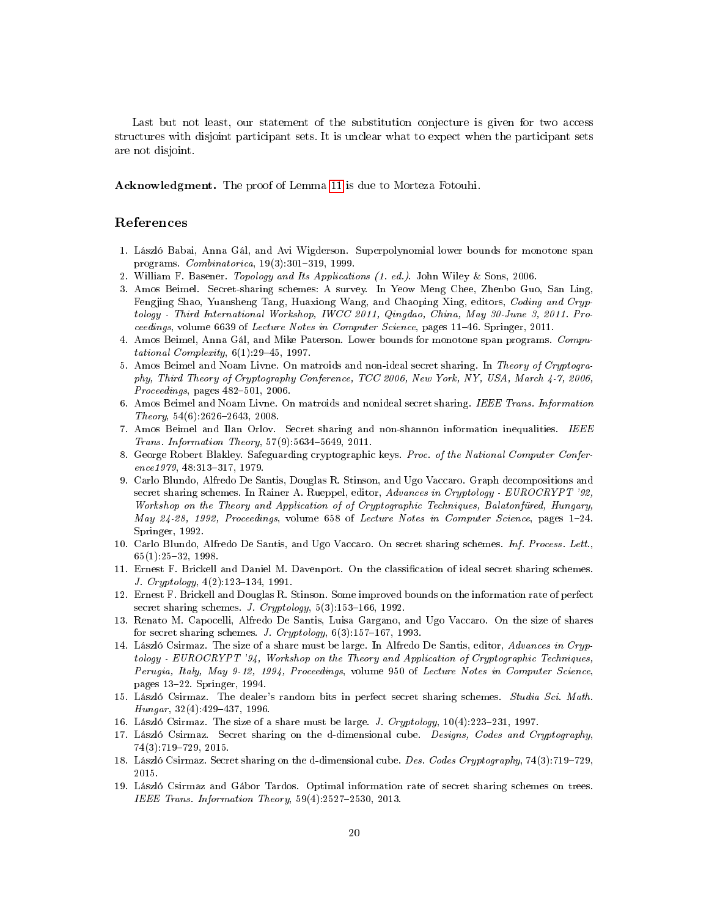Last but not least, our statement of the substitution conjecture is given for two access structures with disjoint participant sets. It is unclear what to expect when the participant sets are not disjoint.

**Acknowledgment.** The proof of Lemma 11 is due to Morteza Fotouhi.

## References

1. László Babai, Anna Gál, and Avi Wigderson. Superpolynomial lower bounds for monotone span programs. *Combinatorica*, 19(3):301–319, 1999.
2. William F. Basener. *Topology and Its Applications (1. ed.)*. John Wiley & Sons, 2006.
3. Amos Beimel. Secret-sharing schemes: A survey. In Yeow Meng Chee, Zhenbo Guo, San Ling, Fengjing Shao, Yuansheng Tang, Huaxiong Wang, and Chaoping Xing, editors, *Coding and Cryptology - Third International Workshop, IWCC 2011, Qingdao, China, May 30-June 3, 2011. Proceedings*, volume 6639 of *Lecture Notes in Computer Science*, pages 11–46. Springer, 2011.
4. Amos Beimel, Anna Gál, and Mike Paterson. Lower bounds for monotone span programs. *Computational Complexity*, 6(1):29–45, 1997.
5. Amos Beimel and Noam Livne. On matroids and non-ideal secret sharing. In *Theory of Cryptography, Third Theory of Cryptography Conference, TCC 2006, New York, NY, USA, March 4-7, 2006, Proceedings*, pages 482–501, 2006.
6. Amos Beimel and Noam Livne. On matroids and nonideal secret sharing. *IEEE Trans. Information Theory*, 54(6):2626–2643, 2008.
7. Amos Beimel and Ilan Orlov. Secret sharing and non-shannon information inequalities. *IEEE Trans. Information Theory*, 57(9):5634–5649, 2011.
8. George Robert Blakley. Safeguarding cryptographic keys. *Proc. of the National Computer Conference1979*, 48:313–317, 1979.
9. Carlo Blundo, Alfredo De Santis, Douglas R. Stinson, and Ugo Vaccaro. Graph decompositions and secret sharing schemes. In Rainer A. Rueppel, editor, *Advances in Cryptology - EUROCRYPT '92, Workshop on the Theory and Application of of Cryptographic Techniques, Balatonfüred, Hungary, May 24-28, 1992, Proceedings*, volume 658 of *Lecture Notes in Computer Science*, pages 1–24. Springer, 1992.
10. Carlo Blundo, Alfredo De Santis, and Ugo Vaccaro. On secret sharing schemes. *Inf. Process. Lett.*, 65(1):25–32, 1998.
11. Ernest F. Brickell and Daniel M. Davenport. On the classification of ideal secret sharing schemes. *J. Cryptology*, 4(2):123–134, 1991.
12. Ernest F. Brickell and Douglas R. Stinson. Some improved bounds on the information rate of perfect secret sharing schemes. *J. Cryptology*, 5(3):153–166, 1992.
13. Renato M. Capocelli, Alfredo De Santis, Luisa Gargano, and Ugo Vaccaro. On the size of shares for secret sharing schemes. *J. Cryptology*, 6(3):157–167, 1993.
14. László Csirmaz. The size of a share must be large. In Alfredo De Santis, editor, *Advances in Cryptology - EUROCRYPT '94, Workshop on the Theory and Application of Cryptographic Techniques, Perugia, Italy, May 9-12, 1994, Proceedings*, volume 950 of *Lecture Notes in Computer Science*, pages 13–22. Springer, 1994.
15. László Csirmaz. The dealer's random bits in perfect secret sharing schemes. *Studia Sci. Math. Hungar*, 32(4):429–437, 1996.
16. László Csirmaz. The size of a share must be large. *J. Cryptology*, 10(4):223–231, 1997.
17. László Csirmaz. Secret sharing on the d-dimensional cube. *Designs, Codes and Cryptography*, 74(3):719–729, 2015.
18. László Csirmaz. Secret sharing on the d-dimensional cube. *Des. Codes Cryptography*, 74(3):719–729, 2015.
19. László Csirmaz and Gábor Tardos. Optimal information rate of secret sharing schemes on trees. *IEEE Trans. Information Theory*, 59(4):2527–2530, 2013.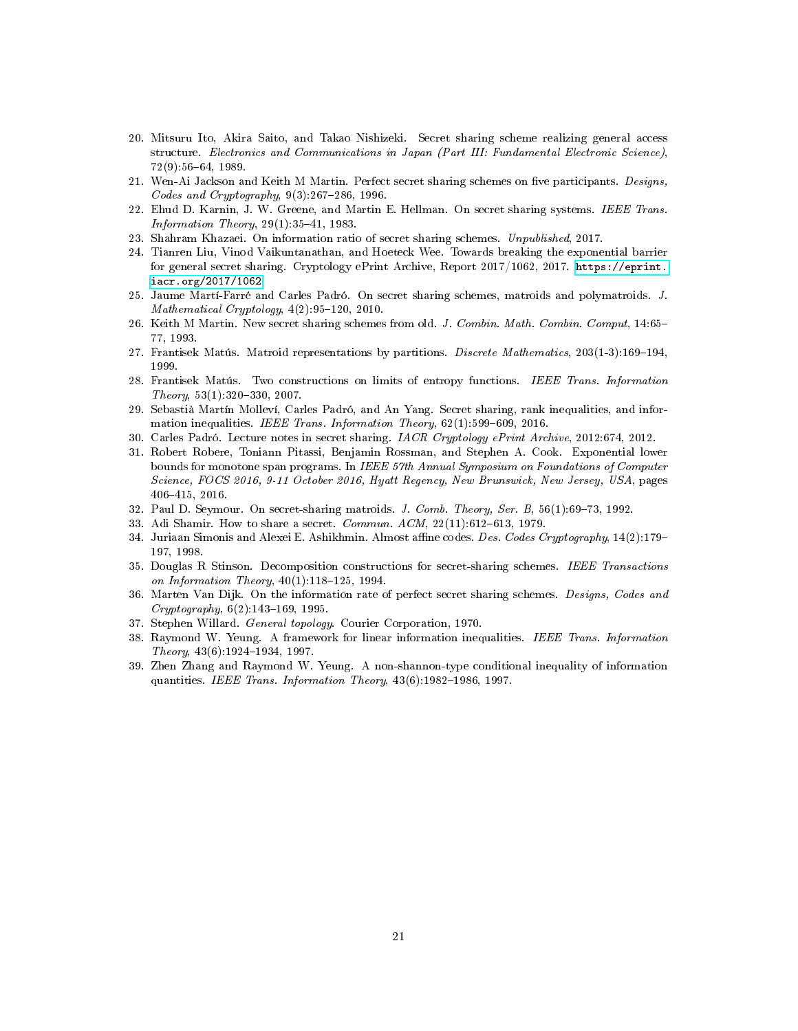20. Mitsuru Ito, Akira Saito, and Takao Nishizeki. Secret sharing scheme realizing general access structure. *Electronics and Communications in Japan (Part III: Fundamental Electronic Science)*, 72(9):56–64, 1989.
21. Wen-Ai Jackson and Keith M Martin. Perfect secret sharing schemes on five participants. *Designs, Codes and Cryptography*, 9(3):267–286, 1996.
22. Ehud D. Karnin, J. W. Greene, and Martin E. Hellman. On secret sharing systems. *IEEE Trans. Information Theory*, 29(1):35–41, 1983.
23. Shahram Khazaei. On information ratio of secret sharing schemes. *Unpublished*, 2017.
24. Tianren Liu, Vinod Vaikuntanathan, and Hoeteck Wee. Towards breaking the exponential barrier for general secret sharing. Cryptology ePrint Archive, Report 2017/1062, 2017. https://eprint.iacr.org/2017/1062.
25. Jaume Martí-Farré and Carles Padró. On secret sharing schemes, matroids and polymatroids. *J. Mathematical Cryptology*, 4(2):95–120, 2010.
26. Keith M Martin. New secret sharing schemes from old. *J. Combin. Math. Combin. Comput*, 14:65–77, 1993.
27. Frantisek Matús. Matroid representations by partitions. *Discrete Mathematics*, 203(1-3):169–194, 1999.
28. Frantisek Matús. Two constructions on limits of entropy functions. *IEEE Trans. Information Theory*, 53(1):320–330, 2007.
29. Sebastià Martín Mollevi, Carles Padró, and An Yang. Secret sharing, rank inequalities, and information inequalities. *IEEE Trans. Information Theory*, 62(1):599–609, 2016.
30. Carles Padró. Lecture notes in secret sharing. *IACR Cryptology ePrint Archive*, 2012:674, 2012.
31. Robert Robere, Toniann Pitassi, Benjamin Rossman, and Stephen A. Cook. Exponential lower bounds for monotone span programs. In *IEEE 57th Annual Symposium on Foundations of Computer Science, FOCS 2016, 9-11 October 2016, Hyatt Regency, New Brunswick, New Jersey, USA*, pages 406–415, 2016.
32. Paul D. Seymour. On secret-sharing matroids. *J. Comb. Theory, Ser. B*, 56(1):69–73, 1992.
33. Adi Shamir. How to share a secret. *Commun. ACM*, 22(11):612–613, 1979.
34. Juriaan Simonis and Alexei E. Ashikhmin. Almost affine codes. *Des. Codes Cryptography*, 14(2):179–197, 1998.
35. Douglas R Stinson. Decomposition constructions for secret-sharing schemes. *IEEE Transactions on Information Theory*, 40(1):118–125, 1994.
36. Marten Van Dijk. On the information rate of perfect secret sharing schemes. *Designs, Codes and Cryptography*, 6(2):143–169, 1995.
37. Stephen Willard. *General topology*. Courier Corporation, 1970.
38. Raymond W. Yeung. A framework for linear information inequalities. *IEEE Trans. Information Theory*, 43(6):1924–1934, 1997.
39. Zhen Zhang and Raymond W. Yeung. A non-shannon-type conditional inequality of information quantities. *IEEE Trans. Information Theory*, 43(6):1982–1986, 1997.